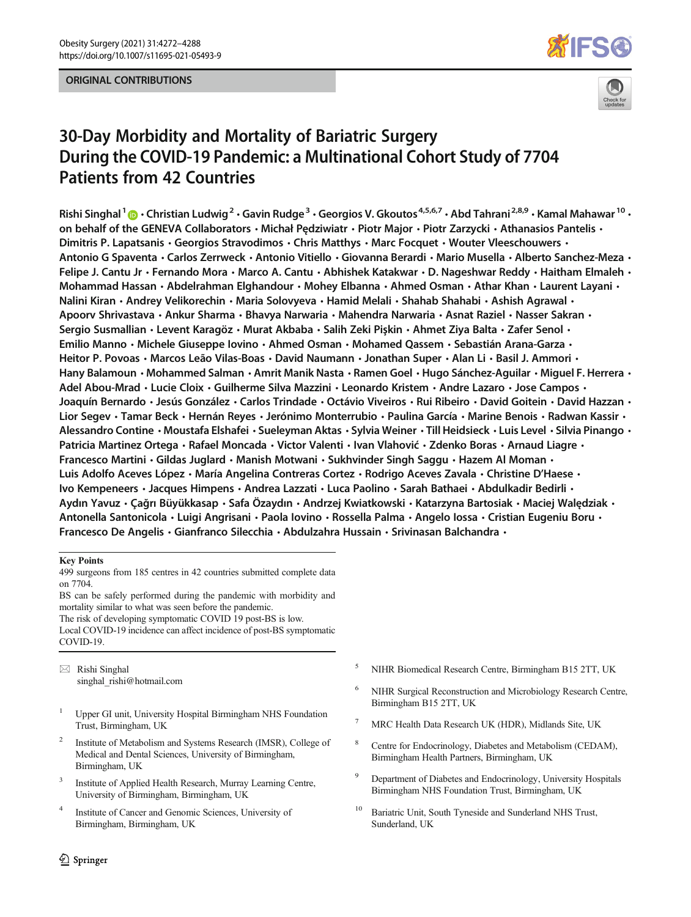ORIGINAL CONTRIBUTIONS

# 30-Day Morbidity and Mortality of Bariatric Surgery During the COVID-19 Pandemic: a Multinational Cohort Study of 7704 Patients from 42 Countries

Rishi Singhal[1] · Christian Ludwig[2] · Gavin Rudge[3] · Georgios V. Gkoutos[4,5,6,7] · Abd Tahrani[2,8,9] · Kamal Mahawar[10] · on behalf of the GENEVA Collaborators · Michał Pędziwiatr · Piotr Major · Piotr Zarzycki · Athanasios Pantelis · Dimitris P. Lapatsanis · Georgios Stravodimos · Chris Matthys · Marc Focquet · Wouter Vleeschouwers · Antonio G Spaventa · Carlos Zerrweck · Antonio Vitiello · Giovanna Berardi · Mario Musella · Alberto Sanchez-Meza · Felipe J. Cantu Jr · Fernando Mora · Marco A. Cantu · Abhishek Katakwar · D. Nageshwar Reddy · Haitham Elmaleh · Mohammad Hassan · Abdelrahman Elghandour · Mohey Elbanna · Ahmed Osman · Athar Khan · Laurent Layani · Nalini Kiran · Andrey Velikorechin · Maria Solovyeva · Hamid Melali · Shahab Shahabi · Ashish Agrawal · Apoorv Shrivastava · Ankur Sharma · Bhavya Narwaria · Mahendra Narwaria · Asnat Raziel · Nasser Sakran · Sergio Susmallian · Levent Karagöz · Murat Akbaba · Salih Zeki Pişkin · Ahmet Ziya Balta · Zafer Senol · Emilio Manno · Michele Giuseppe Iovino · Ahmed Osman · Mohamed Qassem · Sebastián Arana-Garza · Heitor P. Povoas · Marcos Leão Vilas-Boas · David Naumann · Jonathan Super · Alan Li · Basil J. Ammori · Hany Balamoun · Mohammed Salman · Amrit Manik Nasta · Ramen Goel · Hugo Sánchez-Aguilar · Miguel F. Herrera · Adel Abou-Mrad · Lucie Cloix · Guilherme Silva Mazzini · Leonardo Kristem · Andre Lazaro · Jose Campos · Joaquín Bernardo · Jesús González · Carlos Trindade · Octávio Viveiros · Rui Ribeiro · David Goitein · David Hazzan · Lior Segev · Tamar Beck · Hernán Reyes · Jerónimo Monterrubio · Paulina García · Marine Benois · Radwan Kassir · Alessandro Contine · Moustafa Elshafei · Sueleyman Aktas · Sylvia Weiner · Till Heidsieck · Luis Level · Silvia Pinango · Patricia Martinez Ortega · Rafael Moncada · Victor Valenti · Ivan Vlahović · Zdenko Boras · Arnaud Liagre · Francesco Martini · Gildas Juglard · Manish Motwani · Sukhvinder Singh Saggu · Hazem Al Moman · Luis Adolfo Aceves López · María Angelina Contreras Cortez · Rodrigo Aceves Zavala · Christine D'Haese · Ivo Kempeneers · Jacques Himpens · Andrea Lazzati · Luca Paolino · Sarah Bathaei · Abdulkadir Bedirli · Aydın Yavuz · Çağrı Büyükkasap · Safa Özaydın · Andrzej Kwiatkowski · Katarzyna Bartosiak · Maciej Walędziak · Antonella Santonicola · Luigi Angrisani · Paola Iovino · Rossella Palma · Angelo Iossa · Cristian Eugeniu Boru · Francesco De Angelis · Gianfranco Silecchia · Abdulzahra Hussain · Srivinasan Balchandra ·

**Key Points**

499 surgeons from 185 centres in 42 countries submitted complete data on 7704.

BS can be safely performed during the pandemic with morbidity and mortality similar to what was seen before the pandemic.

The risk of developing symptomatic COVID 19 post-BS is low.

Local COVID-19 incidence can affect incidence of post-BS symptomatic COVID-19.

✉ Rishi Singhal
singhal_rishi@hotmail.com

[1] Upper GI unit, University Hospital Birmingham NHS Foundation Trust, Birmingham, UK

[2] Institute of Metabolism and Systems Research (IMSR), College of Medical and Dental Sciences, University of Birmingham, Birmingham, UK

[3] Institute of Applied Health Research, Murray Learning Centre, University of Birmingham, Birmingham, UK

[4] Institute of Cancer and Genomic Sciences, University of Birmingham, Birmingham, UK

[5] NIHR Biomedical Research Centre, Birmingham B15 2TT, UK

[6] NIHR Surgical Reconstruction and Microbiology Research Centre, Birmingham B15 2TT, UK

[7] MRC Health Data Research UK (HDR), Midlands Site, UK

[8] Centre for Endocrinology, Diabetes and Metabolism (CEDAM), Birmingham Health Partners, Birmingham, UK

[9] Department of Diabetes and Endocrinology, University Hospitals Birmingham NHS Foundation Trust, Birmingham, UK

[10] Bariatric Unit, South Tyneside and Sunderland NHS Trust, Sunderland, UK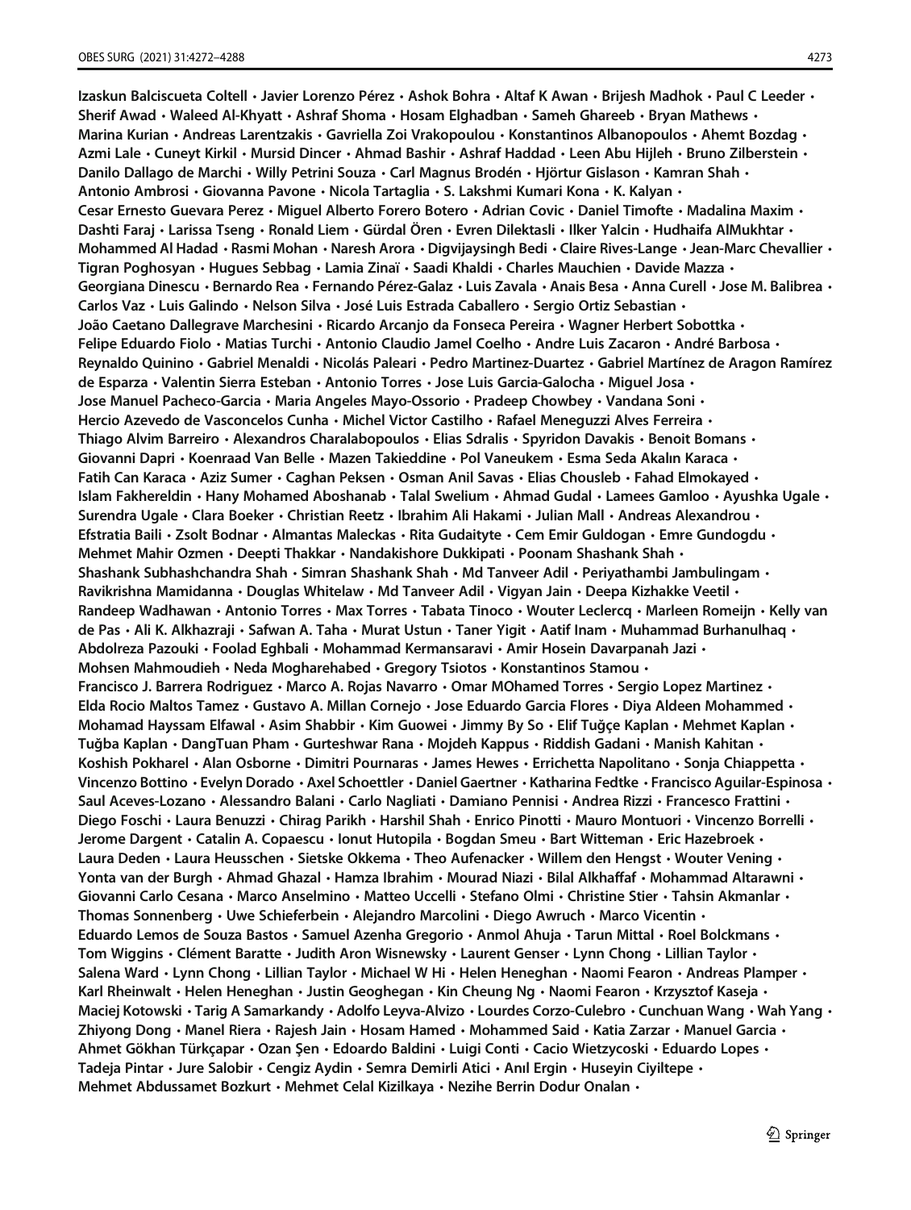**Izaskun Balciscueta Coltell · Javier Lorenzo Pérez · Ashok Bohra · Altaf K Awan · Brijesh Madhok · Paul C Leeder · Sherif Awad · Waleed Al-Khyatt · Ashraf Shoma · Hosam Elghadban · Sameh Ghareeb · Bryan Mathews · Marina Kurian · Andreas Larentzakis · Gavriella Zoi Vrakopoulou · Konstantinos Albanopoulos · Ahemt Bozdag · Azmi Lale · Cuneyt Kirkil · Mursid Dincer · Ahmad Bashir · Ashraf Haddad · Leen Abu Hijleh · Bruno Zilberstein · Danilo Dallago de Marchi · Willy Petrini Souza · Carl Magnus Brodén · Hjörtur Gislason · Kamran Shah · Antonio Ambrosi · Giovanna Pavone · Nicola Tartaglia · S. Lakshmi Kumari Kona · K. Kalyan · Cesar Ernesto Guevara Perez · Miguel Alberto Forero Botero · Adrian Covic · Daniel Timofte · Madalina Maxim · Dashti Faraj · Larissa Tseng · Ronald Liem · Gürdal Ören · Evren Dilektasli · Ilker Yalcin · Hudhaifa AlMukhtar · Mohammed Al Hadad · Rasmi Mohan · Naresh Arora · Digvijaysingh Bedi · Claire Rives-Lange · Jean-Marc Chevallier · Tigran Poghosyan · Hugues Sebbag · Lamia Zinaï · Saadi Khaldi · Charles Mauchien · Davide Mazza · Georgiana Dinescu · Bernardo Rea · Fernando Pérez-Galaz · Luis Zavala · Anais Besa · Anna Curell · Jose M. Balibrea · Carlos Vaz · Luis Galindo · Nelson Silva · José Luis Estrada Caballero · Sergio Ortiz Sebastian · João Caetano Dallegrave Marchesini · Ricardo Arcanjo da Fonseca Pereira · Wagner Herbert Sobottka · Felipe Eduardo Fiolo · Matias Turchi · Antonio Claudio Jamel Coelho · Andre Luis Zacaron · André Barbosa · Reynaldo Quinino · Gabriel Menaldi · Nicolás Paleari · Pedro Martinez-Duartez · Gabriel Martínez de Aragon Ramírez de Esparza · Valentin Sierra Esteban · Antonio Torres · Jose Luis Garcia-Galocha · Miguel Josa · Jose Manuel Pacheco-Garcia · Maria Angeles Mayo-Ossorio · Pradeep Chowbey · Vandana Soni · Hercio Azevedo de Vasconcelos Cunha · Michel Victor Castilho · Rafael Meneguzzi Alves Ferreira · Thiago Alvim Barreiro · Alexandros Charalabopoulos · Elias Sdralis · Spyridon Davakis · Benoit Bomans · Giovanni Dapri · Koenraad Van Belle · Mazen Takieddine · Pol Vaneukem · Esma Seda Akalın Karaca · Fatih Can Karaca · Aziz Sumer · Caghan Peksen · Osman Anil Savas · Elias Chousleb · Fahad Elmokayed · Islam Fakhereldin · Hany Mohamed Aboshanab · Talal Swelium · Ahmad Gudal · Lamees Gamloo · Ayushka Ugale · Surendra Ugale · Clara Boeker · Christian Reetz · Ibrahim Ali Hakami · Julian Mall · Andreas Alexandrou · Efstratia Baili · Zsolt Bodnar · Almantas Maleckas · Rita Gudaityte · Cem Emir Guldogan · Emre Gundogdu · Mehmet Mahir Ozmen · Deepti Thakkar · Nandakishore Dukkipati · Poonam Shashank Shah · Shashank Subhashchandra Shah · Simran Shashank Shah · Md Tanveer Adil · Periyathambi Jambulingam · Ravikrishna Mamidanna · Douglas Whitelaw · Md Tanveer Adil · Vigyan Jain · Deepa Kizhakke Veetil · Randeep Wadhawan · Antonio Torres · Max Torres · Tabata Tinoco · Wouter Leclercq · Marleen Romeijn · Kelly van de Pas · Ali K. Alkhazraji · Safwan A. Taha · Murat Ustun · Taner Yigit · Aatif Inam · Muhammad Burhanulhaq · Abdolreza Pazouki · Foolad Eghbali · Mohammad Kermansaravi · Amir Hosein Davarpanah Jazi · Mohsen Mahmoudieh · Neda Mogharehabed · Gregory Tsiotos · Konstantinos Stamou · Francisco J. Barrera Rodriguez · Marco A. Rojas Navarro · Omar MOhamed Torres · Sergio Lopez Martinez · Elda Rocio Maltos Tamez · Gustavo A. Millan Cornejo · Jose Eduardo Garcia Flores · Diya Aldeen Mohammed · Mohamad Hayssam Elfawal · Asim Shabbir · Kim Guowei · Jimmy By So · Elif Tuğçe Kaplan · Mehmet Kaplan · Tuğba Kaplan · DangTuan Pham · Gurteshwar Rana · Mojdeh Kappus · Riddish Gadani · Manish Kahitan · Koshish Pokharel · Alan Osborne · Dimitri Pournaras · James Hewes · Errichetta Napolitano · Sonja Chiappetta · Vincenzo Bottino · Evelyn Dorado · Axel Schoettler · Daniel Gaertner · Katharina Fedtke · Francisco Aguilar-Espinosa · Saul Aceves-Lozano · Alessandro Balani · Carlo Nagliati · Damiano Pennisi · Andrea Rizzi · Francesco Frattini · Diego Foschi · Laura Benuzzi · Chirag Parikh · Harshil Shah · Enrico Pinotti · Mauro Montuori · Vincenzo Borrelli · Jerome Dargent · Catalin A. Copaescu · Ionut Hutopila · Bogdan Smeu · Bart Witteman · Eric Hazebroek · Laura Deden · Laura Heusschen · Sietske Okkema · Theo Aufenacker · Willem den Hengst · Wouter Vening · Yonta van der Burgh · Ahmad Ghazal · Hamza Ibrahim · Mourad Niazi · Bilal Alkhaffaf · Mohammad Altarawni · Giovanni Carlo Cesana · Marco Anselmino · Matteo Uccelli · Stefano Olmi · Christine Stier · Tahsin Akmanlar · Thomas Sonnenberg · Uwe Schieferbein · Alejandro Marcolini · Diego Awruch · Marco Vicentin · Eduardo Lemos de Souza Bastos · Samuel Azenha Gregorio · Anmol Ahuja · Tarun Mittal · Roel Bolckmans · Tom Wiggins · Clément Baratte · Judith Aron Wisnewsky · Laurent Genser · Lynn Chong · Lillian Taylor · Salena Ward · Lynn Chong · Lillian Taylor · Michael W Hi · Helen Heneghan · Naomi Fearon · Andreas Plamper · Karl Rheinwalt · Helen Heneghan · Justin Geoghegan · Kin Cheung Ng · Naomi Fearon · Krzysztof Kaseja · Maciej Kotowski · Tarig A Samarkandy · Adolfo Leyva-Alvizo · Lourdes Corzo-Culebro · Cunchuan Wang · Wah Yang · Zhiyong Dong · Manel Riera · Rajesh Jain · Hosam Hamed · Mohammed Said · Katia Zarzar · Manuel Garcia · Ahmet Gökhan Türkçapar · Ozan Şen · Edoardo Baldini · Luigi Conti · Cacio Wietzycoski · Eduardo Lopes · Tadeja Pintar · Jure Salobir · Cengiz Aydin · Semra Demirli Atici · Anıl Ergin · Huseyin Ciyiltepe · Mehmet Abdussamet Bozkurt · Mehmet Celal Kizilkaya · Nezihe Berrin Dodur Onalan ·**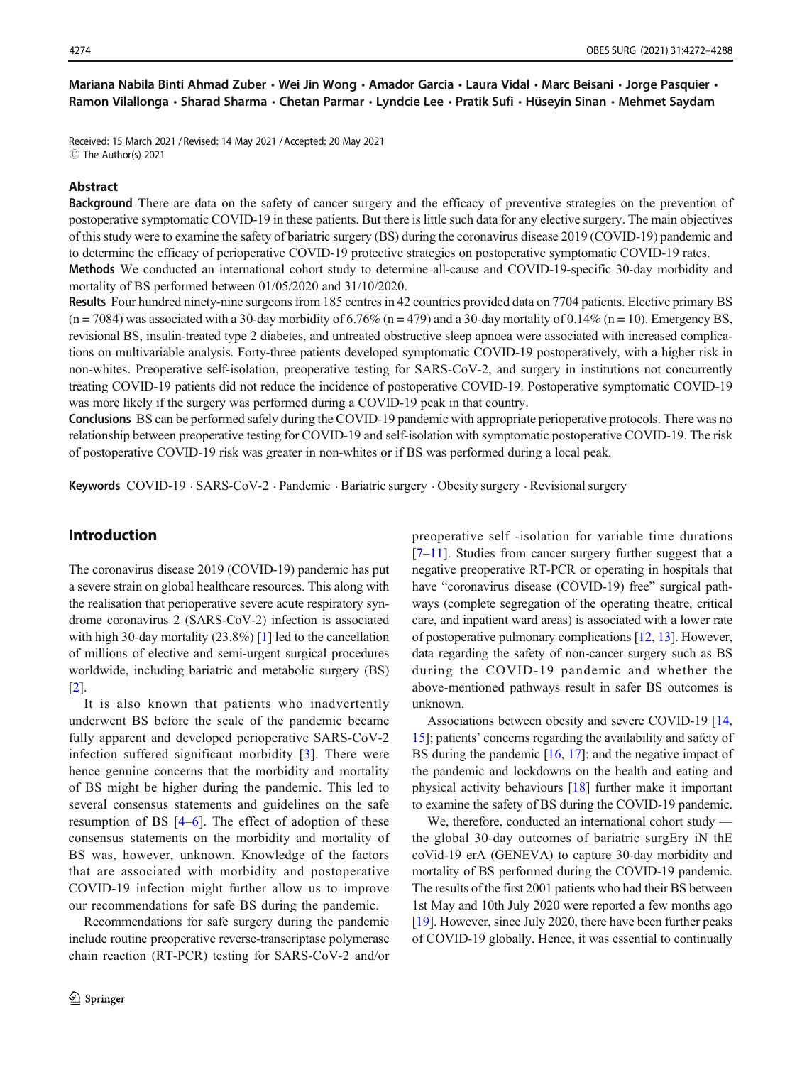Mariana Nabila Binti Ahmad Zuber · Wei Jin Wong · Amador Garcia · Laura Vidal · Marc Beisani · Jorge Pasquier · Ramon Vilallonga · Sharad Sharma · Chetan Parmar · Lyndcie Lee · Pratik Sufi · Hüseyin Sinan · Mehmet Saydam

Received: 15 March 2021 / Revised: 14 May 2021 / Accepted: 20 May 2021
© The Author(s) 2021

## Abstract

**Background** There are data on the safety of cancer surgery and the efficacy of preventive strategies on the prevention of postoperative symptomatic COVID-19 in these patients. But there is little such data for any elective surgery. The main objectives of this study were to examine the safety of bariatric surgery (BS) during the coronavirus disease 2019 (COVID-19) pandemic and to determine the efficacy of perioperative COVID-19 protective strategies on postoperative symptomatic COVID-19 rates.

**Methods** We conducted an international cohort study to determine all-cause and COVID-19-specific 30-day morbidity and mortality of BS performed between 01/05/2020 and 31/10/2020.

**Results** Four hundred ninety-nine surgeons from 185 centres in 42 countries provided data on 7704 patients. Elective primary BS (n = 7084) was associated with a 30-day morbidity of 6.76% (n = 479) and a 30-day mortality of 0.14% (n = 10). Emergency BS, revisional BS, insulin-treated type 2 diabetes, and untreated obstructive sleep apnoea were associated with increased complications on multivariable analysis. Forty-three patients developed symptomatic COVID-19 postoperatively, with a higher risk in non-whites. Preoperative self-isolation, preoperative testing for SARS-CoV-2, and surgery in institutions not concurrently treating COVID-19 patients did not reduce the incidence of postoperative COVID-19. Postoperative symptomatic COVID-19 was more likely if the surgery was performed during a COVID-19 peak in that country.

**Conclusions** BS can be performed safely during the COVID-19 pandemic with appropriate perioperative protocols. There was no relationship between preoperative testing for COVID-19 and self-isolation with symptomatic postoperative COVID-19. The risk of postoperative COVID-19 risk was greater in non-whites or if BS was performed during a local peak.

**Keywords** COVID-19 · SARS-CoV-2 · Pandemic · Bariatric surgery · Obesity surgery · Revisional surgery

## Introduction

The coronavirus disease 2019 (COVID-19) pandemic has put a severe strain on global healthcare resources. This along with the realisation that perioperative severe acute respiratory syndrome coronavirus 2 (SARS-CoV-2) infection is associated with high 30-day mortality (23.8%) [1] led to the cancellation of millions of elective and semi-urgent surgical procedures worldwide, including bariatric and metabolic surgery (BS) [2].

It is also known that patients who inadvertently underwent BS before the scale of the pandemic became fully apparent and developed perioperative SARS-CoV-2 infection suffered significant morbidity [3]. There were hence genuine concerns that the morbidity and mortality of BS might be higher during the pandemic. This led to several consensus statements and guidelines on the safe resumption of BS [4–6]. The effect of adoption of these consensus statements on the morbidity and mortality of BS was, however, unknown. Knowledge of the factors that are associated with morbidity and postoperative COVID-19 infection might further allow us to improve our recommendations for safe BS during the pandemic.

Recommendations for safe surgery during the pandemic include routine preoperative reverse-transcriptase polymerase chain reaction (RT-PCR) testing for SARS-CoV-2 and/or preoperative self -isolation for variable time durations [7–11]. Studies from cancer surgery further suggest that a negative preoperative RT-PCR or operating in hospitals that have "coronavirus disease (COVID-19) free" surgical pathways (complete segregation of the operating theatre, critical care, and inpatient ward areas) is associated with a lower rate of postoperative pulmonary complications [12, 13]. However, data regarding the safety of non-cancer surgery such as BS during the COVID-19 pandemic and whether the above-mentioned pathways result in safer BS outcomes is unknown.

Associations between obesity and severe COVID-19 [14, 15]; patients' concerns regarding the availability and safety of BS during the pandemic [16, 17]; and the negative impact of the pandemic and lockdowns on the health and eating and physical activity behaviours [18] further make it important to examine the safety of BS during the COVID-19 pandemic.

We, therefore, conducted an international cohort study — the global 30-day outcomes of bariatric surgEry iN thE coVid-19 erA (GENEVA) to capture 30-day morbidity and mortality of BS performed during the COVID-19 pandemic. The results of the first 2001 patients who had their BS between 1st May and 10th July 2020 were reported a few months ago [19]. However, since July 2020, there have been further peaks of COVID-19 globally. Hence, it was essential to continually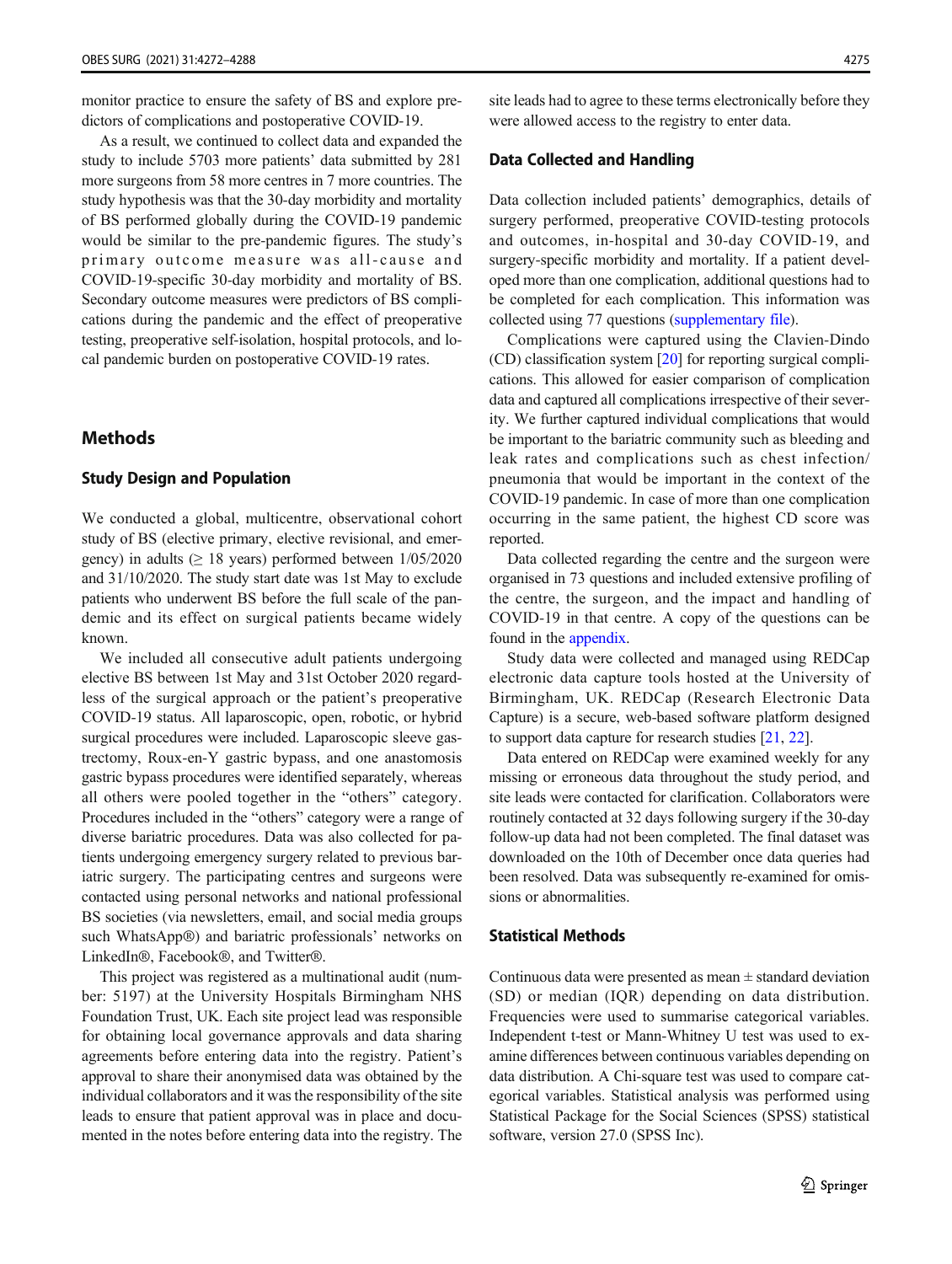monitor practice to ensure the safety of BS and explore predictors of complications and postoperative COVID-19.

As a result, we continued to collect data and expanded the study to include 5703 more patients' data submitted by 281 more surgeons from 58 more centres in 7 more countries. The study hypothesis was that the 30-day morbidity and mortality of BS performed globally during the COVID-19 pandemic would be similar to the pre-pandemic figures. The study's primary outcome measure was all-cause and COVID-19-specific 30-day morbidity and mortality of BS. Secondary outcome measures were predictors of BS complications during the pandemic and the effect of preoperative testing, preoperative self-isolation, hospital protocols, and local pandemic burden on postoperative COVID-19 rates.

## Methods

### Study Design and Population

We conducted a global, multicentre, observational cohort study of BS (elective primary, elective revisional, and emergency) in adults (≥ 18 years) performed between 1/05/2020 and 31/10/2020. The study start date was 1st May to exclude patients who underwent BS before the full scale of the pandemic and its effect on surgical patients became widely known.

We included all consecutive adult patients undergoing elective BS between 1st May and 31st October 2020 regardless of the surgical approach or the patient's preoperative COVID-19 status. All laparoscopic, open, robotic, or hybrid surgical procedures were included. Laparoscopic sleeve gastrectomy, Roux-en-Y gastric bypass, and one anastomosis gastric bypass procedures were identified separately, whereas all others were pooled together in the "others" category. Procedures included in the "others" category were a range of diverse bariatric procedures. Data was also collected for patients undergoing emergency surgery related to previous bariatric surgery. The participating centres and surgeons were contacted using personal networks and national professional BS societies (via newsletters, email, and social media groups such WhatsApp®) and bariatric professionals' networks on LinkedIn®, Facebook®, and Twitter®.

This project was registered as a multinational audit (number: 5197) at the University Hospitals Birmingham NHS Foundation Trust, UK. Each site project lead was responsible for obtaining local governance approvals and data sharing agreements before entering data into the registry. Patient's approval to share their anonymised data was obtained by the individual collaborators and it was the responsibility of the site leads to ensure that patient approval was in place and documented in the notes before entering data into the registry. The site leads had to agree to these terms electronically before they were allowed access to the registry to enter data.

### Data Collected and Handling

Data collection included patients' demographics, details of surgery performed, preoperative COVID-testing protocols and outcomes, in-hospital and 30-day COVID-19, and surgery-specific morbidity and mortality. If a patient developed more than one complication, additional questions had to be completed for each complication. This information was collected using 77 questions (supplementary file).

Complications were captured using the Clavien-Dindo (CD) classification system [20] for reporting surgical complications. This allowed for easier comparison of complication data and captured all complications irrespective of their severity. We further captured individual complications that would be important to the bariatric community such as bleeding and leak rates and complications such as chest infection/pneumonia that would be important in the context of the COVID-19 pandemic. In case of more than one complication occurring in the same patient, the highest CD score was reported.

Data collected regarding the centre and the surgeon were organised in 73 questions and included extensive profiling of the centre, the surgeon, and the impact and handling of COVID-19 in that centre. A copy of the questions can be found in the appendix.

Study data were collected and managed using REDCap electronic data capture tools hosted at the University of Birmingham, UK. REDCap (Research Electronic Data Capture) is a secure, web-based software platform designed to support data capture for research studies [21, 22].

Data entered on REDCap were examined weekly for any missing or erroneous data throughout the study period, and site leads were contacted for clarification. Collaborators were routinely contacted at 32 days following surgery if the 30-day follow-up data had not been completed. The final dataset was downloaded on the 10th of December once data queries had been resolved. Data was subsequently re-examined for omissions or abnormalities.

### Statistical Methods

Continuous data were presented as mean ± standard deviation (SD) or median (IQR) depending on data distribution. Frequencies were used to summarise categorical variables. Independent t-test or Mann-Whitney U test was used to examine differences between continuous variables depending on data distribution. A Chi-square test was used to compare categorical variables. Statistical analysis was performed using Statistical Package for the Social Sciences (SPSS) statistical software, version 27.0 (SPSS Inc).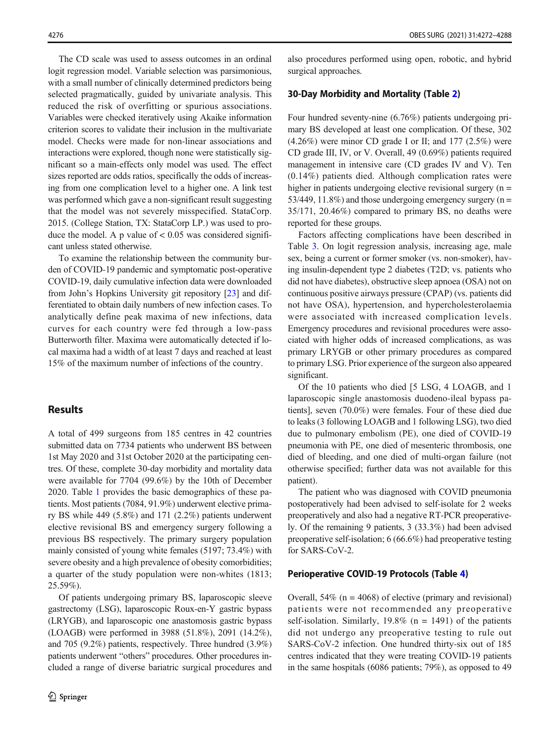The CD scale was used to assess outcomes in an ordinal logit regression model. Variable selection was parsimonious, with a small number of clinically determined predictors being selected pragmatically, guided by univariate analysis. This reduced the risk of overfitting or spurious associations. Variables were checked iteratively using Akaike information criterion scores to validate their inclusion in the multivariate model. Checks were made for non-linear associations and interactions were explored, though none were statistically significant so a main-effects only model was used. The effect sizes reported are odds ratios, specifically the odds of increasing from one complication level to a higher one. A link test was performed which gave a non-significant result suggesting that the model was not severely misspecified. StataCorp. 2015. (College Station, TX: StataCorp LP.) was used to produce the model. A p value of < 0.05 was considered significant unless stated otherwise.

To examine the relationship between the community burden of COVID-19 pandemic and symptomatic post-operative COVID-19, daily cumulative infection data were downloaded from John's Hopkins University git repository [23] and differentiated to obtain daily numbers of new infection cases. To analytically define peak maxima of new infections, data curves for each country were fed through a low-pass Butterworth filter. Maxima were automatically detected if local maxima had a width of at least 7 days and reached at least 15% of the maximum number of infections of the country.

## Results

A total of 499 surgeons from 185 centres in 42 countries submitted data on 7734 patients who underwent BS between 1st May 2020 and 31st October 2020 at the participating centres. Of these, complete 30-day morbidity and mortality data were available for 7704 (99.6%) by the 10th of December 2020. Table 1 provides the basic demographics of these patients. Most patients (7084, 91.9%) underwent elective primary BS while 449 (5.8%) and 171 (2.2%) patients underwent elective revisional BS and emergency surgery following a previous BS respectively. The primary surgery population mainly consisted of young white females (5197; 73.4%) with severe obesity and a high prevalence of obesity comorbidities; a quarter of the study population were non-whites (1813; 25.59%).

Of patients undergoing primary BS, laparoscopic sleeve gastrectomy (LSG), laparoscopic Roux-en-Y gastric bypass (LRYGB), and laparoscopic one anastomosis gastric bypass (LOAGB) were performed in 3988 (51.8%), 2091 (14.2%), and 705 (9.2%) patients, respectively. Three hundred (3.9%) patients underwent "others" procedures. Other procedures included a range of diverse bariatric surgical procedures and also procedures performed using open, robotic, and hybrid surgical approaches.

### 30-Day Morbidity and Mortality (Table 2)

Four hundred seventy-nine (6.76%) patients undergoing primary BS developed at least one complication. Of these, 302 (4.26%) were minor CD grade I or II; and 177 (2.5%) were CD grade III, IV, or V. Overall, 49 (0.69%) patients required management in intensive care (CD grades IV and V). Ten (0.14%) patients died. Although complication rates were higher in patients undergoing elective revisional surgery (n = 53/449, 11.8%) and those undergoing emergency surgery (n = 35/171, 20.46%) compared to primary BS, no deaths were reported for these groups.

Factors affecting complications have been described in Table 3. On logit regression analysis, increasing age, male sex, being a current or former smoker (vs. non-smoker), having insulin-dependent type 2 diabetes (T2D; vs. patients who did not have diabetes), obstructive sleep apnoea (OSA) not on continuous positive airways pressure (CPAP) (vs. patients did not have OSA), hypertension, and hypercholesterolaemia were associated with increased complication levels. Emergency procedures and revisional procedures were associated with higher odds of increased complications, as was primary LRYGB or other primary procedures as compared to primary LSG. Prior experience of the surgeon also appeared significant.

Of the 10 patients who died [5 LSG, 4 LOAGB, and 1 laparoscopic single anastomosis duodeno-ileal bypass patients], seven (70.0%) were females. Four of these died due to leaks (3 following LOAGB and 1 following LSG), two died due to pulmonary embolism (PE), one died of COVID-19 pneumonia with PE, one died of mesenteric thrombosis, one died of bleeding, and one died of multi-organ failure (not otherwise specified; further data was not available for this patient).

The patient who was diagnosed with COVID pneumonia postoperatively had been advised to self-isolate for 2 weeks preoperatively and also had a negative RT-PCR preoperatively. Of the remaining 9 patients, 3 (33.3%) had been advised preoperative self-isolation; 6 (66.6%) had preoperative testing for SARS-CoV-2.

### Perioperative COVID-19 Protocols (Table 4)

Overall, 54% (n = 4068) of elective (primary and revisional) patients were not recommended any preoperative self-isolation. Similarly, 19.8% (n = 1491) of the patients did not undergo any preoperative testing to rule out SARS-CoV-2 infection. One hundred thirty-six out of 185 centres indicated that they were treating COVID-19 patients in the same hospitals (6086 patients; 79%), as opposed to 49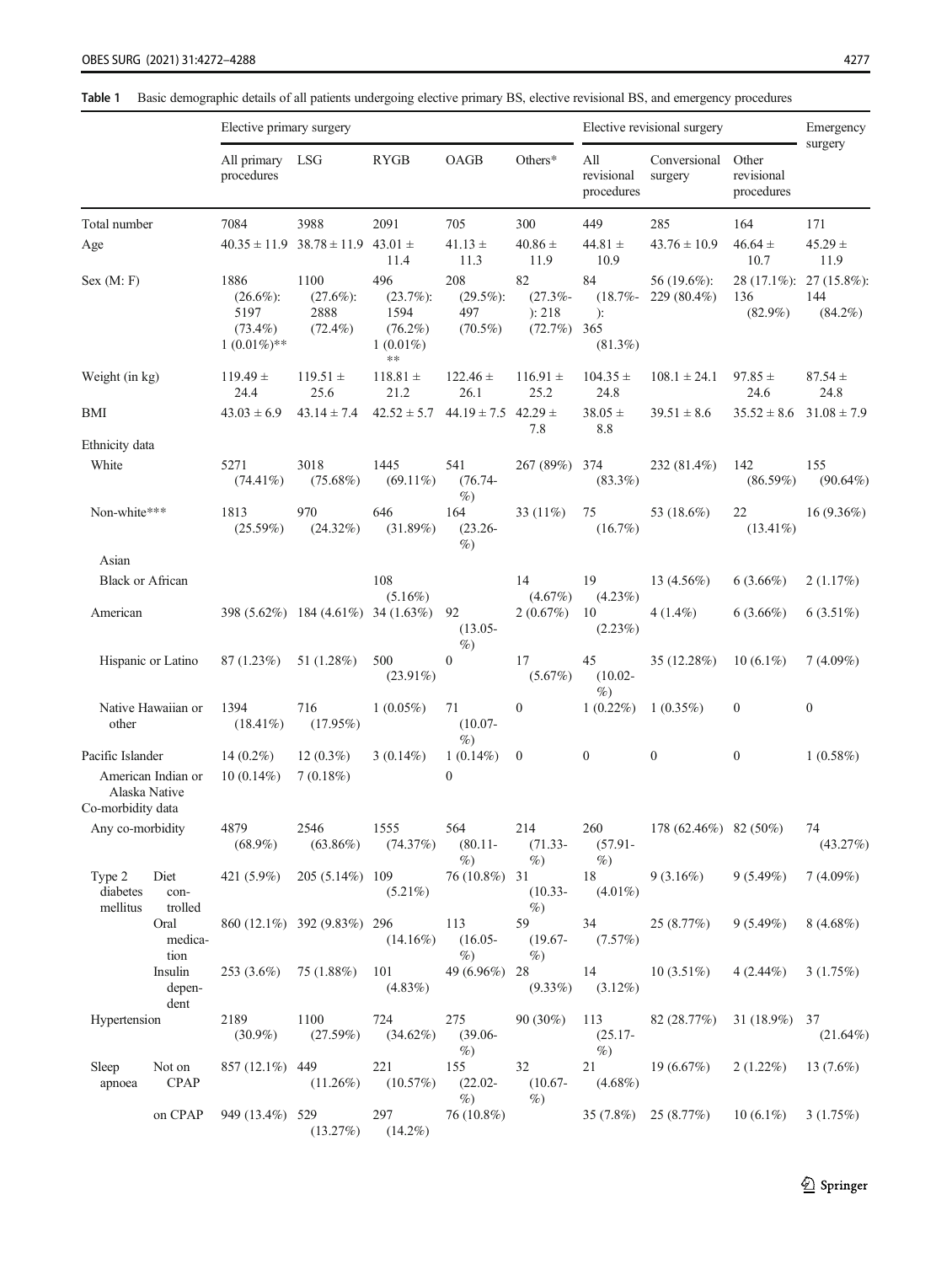**Table 1** Basic demographic details of all patients undergoing elective primary BS, elective revisional BS, and emergency procedures

| | | Elective primary surgery | | | | | Elective revisional surgery | | | Emergency surgery |
|---|---|---|---|---|---|---|---|---|---|---|
| | | All primary procedures | LSG | RYGB | OAGB | Others* | All revisional procedures | Conversional surgery | Other revisional procedures | |
| Total number | | 7084 | 3988 | 2091 | 705 | 300 | 449 | 285 | 164 | 171 |
| Age | | 40.35 ± 11.9 | 38.78 ± 11.9 | 43.01 ± 11.4 | 41.13 ± 11.3 | 40.86 ± 11.9 | 44.81 ± 10.9 | 43.76 ± 10.9 | 46.64 ± 10.7 | 45.29 ± 11.9 |
| Sex (M: F) | | 1886 (26.6%): 5197 (73.4%) 1 (0.01%)** | 1100 (27.6%): 2888 (72.4%) | 496 (23.7%): 1594 (76.2%) 1 (0.01%) ** | 208 (29.5%): 497 (70.5%) | 82 (27.3%-): 218 (72.7%) | 84 (18.7%-): 365 (81.3%) | 56 (19.6%): 229 (80.4%) | 28 (17.1%): 136 (82.9%) | 27 (15.8%): 144 (84.2%) |
| Weight (in kg) | | 119.49 ± 24.4 | 119.51 ± 25.6 | 118.81 ± 21.2 | 122.46 ± 26.1 | 116.91 ± 25.2 | 104.35 ± 24.8 | 108.1 ± 24.1 | 97.85 ± 24.6 | 87.54 ± 24.8 |
| BMI | | 43.03 ± 6.9 | 43.14 ± 7.4 | 42.52 ± 5.7 | 44.19 ± 7.5 | 42.29 ± 7.8 | 38.05 ± 8.8 | 39.51 ± 8.6 | 35.52 ± 8.6 | 31.08 ± 7.9 |
| Ethnicity data | | | | | | | | | | |
| White | | 5271 (74.41%) | 3018 (75.68%) | 1445 (69.11%) | 541 (76.74-%) | 267 (89%) | 374 (83.3%) | 232 (81.4%) | 142 (86.59%) | 155 (90.64%) |
| Non-white*** | | 1813 (25.59%) | 970 (24.32%) | 646 (31.89%) | 164 (23.26-%) | 33 (11%) | 75 (16.7%) | 53 (18.6%) | 22 (13.41%) | 16 (9.36%) |
| Asian | | | | | | | | | | |
| Black or African | | | | 108 (5.16%) | | 14 (4.67%) | 19 (4.23%) | 13 (4.56%) | 6 (3.66%) | 2 (1.17%) |
| American | | 398 (5.62%) | 184 (4.61%) | 34 (1.63%) | 92 (13.05-%) | 2 (0.67%) | 10 (2.23%) | 4 (1.4%) | 6 (3.66%) | 6 (3.51%) |
| Hispanic or Latino | | 87 (1.23%) | 51 (1.28%) | 500 (23.91%) | 0 | 17 (5.67%) | 45 (10.02-%) | 35 (12.28%) | 10 (6.1%) | 7 (4.09%) |
| Native Hawaiian or other | | 1394 (18.41%) | 716 (17.95%) | 1 (0.05%) | 71 (10.07-%) | 0 | 1 (0.22%) | 1 (0.35%) | 0 | 0 |
| Pacific Islander | | 14 (0.2%) | 12 (0.3%) | 3 (0.14%) | 1 (0.14%) | 0 | 0 | 0 | 0 | 1 (0.58%) |
| American Indian or Alaska Native | | 10 (0.14%) | 7 (0.18%) | | 0 | | | | | |
| Co-morbidity data | | | | | | | | | | |
| Any co-morbidity | | 4879 (68.9%) | 2546 (63.86%) | 1555 (74.37%) | 564 (80.11-%) | 214 (71.33-%) | 260 (57.91-%) | 178 (62.46%) | 82 (50%) | 74 (43.27%) |
| Type 2 diabetes mellitus | Diet controlled | 421 (5.9%) | 205 (5.14%) | 109 (5.21%) | 76 (10.8%) | 31 (10.33-%) | 18 (4.01%) | 9 (3.16%) | 9 (5.49%) | 7 (4.09%) |
| | Oral medication | 860 (12.1%) | 392 (9.83%) | 296 (14.16%) | 113 (16.05-%) | 59 (19.67-%) | 34 (7.57%) | 25 (8.77%) | 9 (5.49%) | 8 (4.68%) |
| | Insulin dependent | 253 (3.6%) | 75 (1.88%) | 101 (4.83%) | 49 (6.96%) | 28 (9.33%) | 14 (3.12%) | 10 (3.51%) | 4 (2.44%) | 3 (1.75%) |
| Hypertension | | 2189 (30.9%) | 1100 (27.59%) | 724 (34.62%) | 275 (39.06-%) | 90 (30%) | 113 (25.17-%) | 82 (28.77%) | 31 (18.9%) | 37 (21.64%) |
| Sleep apnoea | Not on CPAP | 857 (12.1%) | 449 (11.26%) | 221 (10.57%) | 155 (22.02-%) | 32 (10.67-%) | 21 (4.68%) | 19 (6.67%) | 2 (1.22%) | 13 (7.6%) |
| | on CPAP | 949 (13.4%) | 529 (13.27%) | 297 (14.2%) | 76 (10.8%) | | 35 (7.8%) | 25 (8.77%) | 10 (6.1%) | 3 (1.75%) |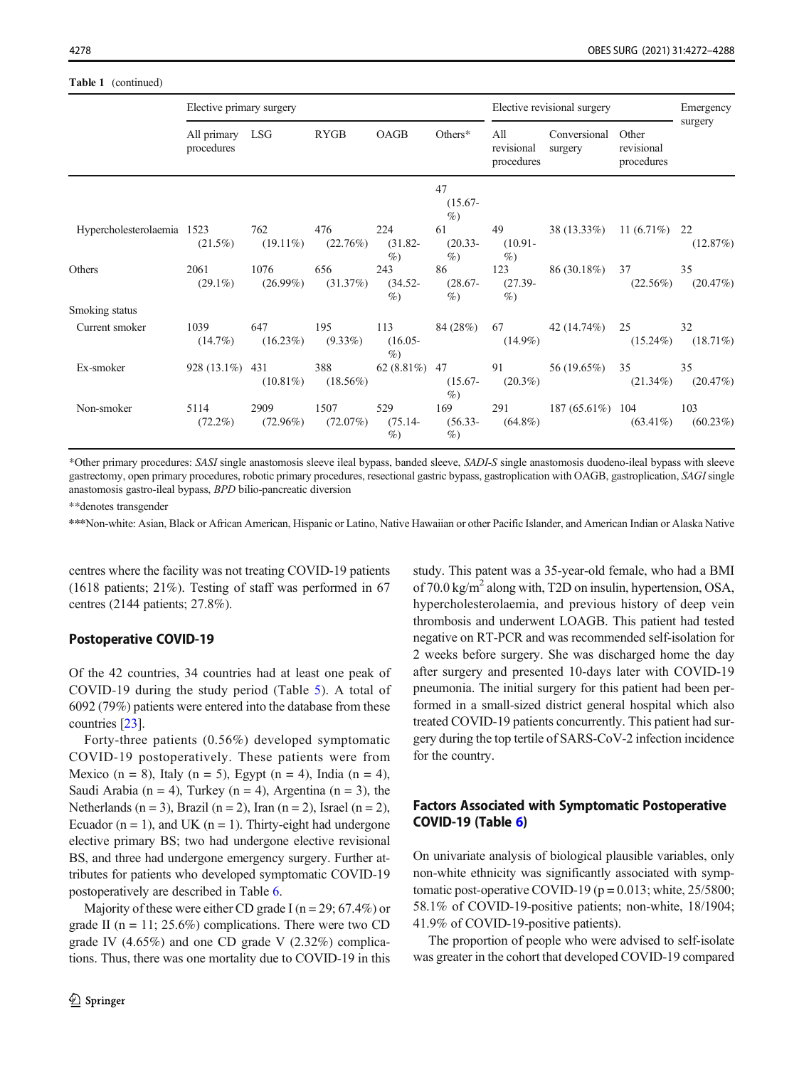**Table 1** (continued)

| | Elective primary surgery | | | | | Elective revisional surgery | | | Emergency surgery |
|---|---|---|---|---|---|---|---|---|---|
| | All primary procedures | LSG | RYGB | OAGB | Others* | All revisional procedures | Conversional surgery | Other revisional procedures | |
| | | | | | 47 (15.67-%) | | | | |
| Hypercholesterolaemia | 1523 (21.5%) | 762 (19.11%) | 476 (22.76%) | 224 (31.82-%) | 61 (20.33-%) | 49 (10.91-%) | 38 (13.33%) | 11 (6.71%) | 22 (12.87%) |
| Others | 2061 (29.1%) | 1076 (26.99%) | 656 (31.37%) | 243 (34.52-%) | 86 (28.67-%) | 123 (27.39-%) | 86 (30.18%) | 37 (22.56%) | 35 (20.47%) |
| Smoking status | | | | | | | | | |
| Current smoker | 1039 (14.7%) | 647 (16.23%) | 195 (9.33%) | 113 (16.05-%) | 84 (28%) | 67 (14.9%) | 42 (14.74%) | 25 (15.24%) | 32 (18.71%) |
| Ex-smoker | 928 (13.1%) | 431 (10.81%) | 388 (18.56%) | 62 (8.81%) | 47 (15.67-%) | 91 (20.3%) | 56 (19.65%) | 35 (21.34%) | 35 (20.47%) |
| Non-smoker | 5114 (72.2%) | 2909 (72.96%) | 1507 (72.07%) | 529 (75.14-%) | 169 (56.33-%) | 291 (64.8%) | 187 (65.61%) | 104 (63.41%) | 103 (60.23%) |

*Other primary procedures: *SASI* single anastomosis sleeve ileal bypass, banded sleeve, *SADI-S* single anastomosis duodeno-ileal bypass with sleeve gastrectomy, open primary procedures, robotic primary procedures, resectional gastric bypass, gastroplication with OAGB, gastroplication, *SAGI* single anastomosis gastro-ileal bypass, *BPD* bilio-pancreatic diversion

**denotes transgender

***Non-white: Asian, Black or African American, Hispanic or Latino, Native Hawaiian or other Pacific Islander, and American Indian or Alaska Native

centres where the facility was not treating COVID-19 patients (1618 patients; 21%). Testing of staff was performed in 67 centres (2144 patients; 27.8%).

## Postoperative COVID-19

Of the 42 countries, 34 countries had at least one peak of COVID-19 during the study period (Table 5). A total of 6092 (79%) patients were entered into the database from these countries [23].

Forty-three patients (0.56%) developed symptomatic COVID-19 postoperatively. These patients were from Mexico (n = 8), Italy (n = 5), Egypt (n = 4), India (n = 4), Saudi Arabia (n = 4), Turkey (n = 4), Argentina (n = 3), the Netherlands (n = 3), Brazil (n = 2), Iran (n = 2), Israel (n = 2), Ecuador (n = 1), and UK (n = 1). Thirty-eight had undergone elective primary BS; two had undergone elective revisional BS, and three had undergone emergency surgery. Further attributes for patients who developed symptomatic COVID-19 postoperatively are described in Table 6.

Majority of these were either CD grade I (n = 29; 67.4%) or grade II (n = 11; 25.6%) complications. There were two CD grade IV (4.65%) and one CD grade V (2.32%) complications. Thus, there was one mortality due to COVID-19 in this study. This patent was a 35-year-old female, who had a BMI of 70.0 kg/m$^2$ along with, T2D on insulin, hypertension, OSA, hypercholesterolaemia, and previous history of deep vein thrombosis and underwent LOAGB. This patient had tested negative on RT-PCR and was recommended self-isolation for 2 weeks before surgery. She was discharged home the day after surgery and presented 10-days later with COVID-19 pneumonia. The initial surgery for this patient had been performed in a small-sized district general hospital which also treated COVID-19 patients concurrently. This patient had surgery during the top tertile of SARS-CoV-2 infection incidence for the country.

## Factors Associated with Symptomatic Postoperative COVID-19 (Table 6)

On univariate analysis of biological plausible variables, only non-white ethnicity was significantly associated with symptomatic post-operative COVID-19 ($p = 0.013$; white, 25/5800; 58.1% of COVID-19-positive patients; non-white, 18/1904; 41.9% of COVID-19-positive patients).

The proportion of people who were advised to self-isolate was greater in the cohort that developed COVID-19 compared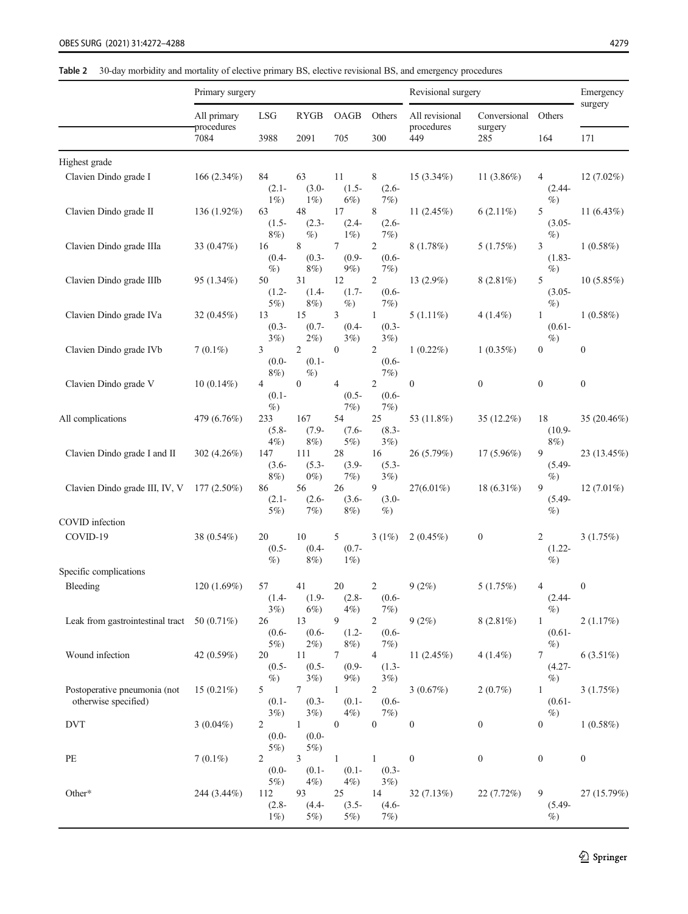**Table 2** 30-day morbidity and mortality of elective primary BS, elective revisional BS, and emergency procedures

| | Primary surgery | | | | | Revisional surgery | | | Emergency surgery |
|---|---|---|---|---|---|---|---|---|---|
| | All primary procedures | LSG | RYGB | OAGB | Others | All revisional procedures | Conversional surgery | Others | |
| | 7084 | 3988 | 2091 | 705 | 300 | 449 | 285 | 164 | 171 |
| Highest grade | | | | | | | | | |
| Clavien Dindo grade I | 166 (2.34%) | 84 (2.1-1%) | 63 (3.0-1%) | 11 (1.5-6%) | 8 (2.6-7%) | 15 (3.34%) | 11 (3.86%) | 4 (2.44-%) | 12 (7.02%) |
| Clavien Dindo grade II | 136 (1.92%) | 63 (1.5-8%) | 48 (2.3-%) | 17 (2.4-1%) | 8 (2.6-7%) | 11 (2.45%) | 6 (2.11%) | 5 (3.05-%) | 11 (6.43%) |
| Clavien Dindo grade IIIa | 33 (0.47%) | 16 (0.4-%) | 8 (0.3-8%) | 7 (0.9-9%) | 2 (0.6-7%) | 8 (1.78%) | 5 (1.75%) | 3 (1.83-%) | 1 (0.58%) |
| Clavien Dindo grade IIIb | 95 (1.34%) | 50 (1.2-5%) | 31 (1.4-8%) | 12 (1.7-%) | 2 (0.6-7%) | 13 (2.9%) | 8 (2.81%) | 5 (3.05-%) | 10 (5.85%) |
| Clavien Dindo grade IVa | 32 (0.45%) | 13 (0.3-3%) | 15 (0.7-2%) | 3 (0.4-3%) | 1 (0.3-3%) | 5 (1.11%) | 4 (1.4%) | 1 (0.61-%) | 1 (0.58%) |
| Clavien Dindo grade IVb | 7 (0.1%) | 3 (0.0-8%) | 2 (0.1-%) | 0 | 2 (0.6-7%) | 1 (0.22%) | 1 (0.35%) | 0 | 0 |
| Clavien Dindo grade V | 10 (0.14%) | 4 (0.1-%) | 0 | 4 (0.5-7%) | 2 (0.6-7%) | 0 | 0 | 0 | 0 |
| All complications | 479 (6.76%) | 233 (5.8-4%) | 167 (7.9-8%) | 54 (7.6-5%) | 25 (8.3-3%) | 53 (11.8%) | 35 (12.2%) | 18 (10.9-8%) | 35 (20.46%) |
| Clavien Dindo grade I and II | 302 (4.26%) | 147 (3.6-8%) | 111 (5.3-0%) | 28 (3.9-7%) | 16 (5.3-3%) | 26 (5.79%) | 17 (5.96%) | 9 (5.49-%) | 23 (13.45%) |
| Clavien Dindo grade III, IV, V | 177 (2.50%) | 86 (2.1-5%) | 56 (2.6-7%) | 26 (3.6-8%) | 9 (3.0-%) | 27(6.01%) | 18 (6.31%) | 9 (5.49-%) | 12 (7.01%) |
| COVID infection | | | | | | | | | |
| COVID-19 | 38 (0.54%) | 20 (0.5-%) | 10 (0.4-8%) | 5 (0.7-1%) | 3 (1%) | 2 (0.45%) | 0 | 2 (1.22-%) | 3 (1.75%) |
| Specific complications | | | | | | | | | |
| Bleeding | 120 (1.69%) | 57 (1.4-3%) | 41 (1.9-6%) | 20 (2.8-4%) | 2 (0.6-7%) | 9 (2%) | 5 (1.75%) | 4 (2.44-%) | 0 |
| Leak from gastrointestinal tract | 50 (0.71%) | 26 (0.6-5%) | 13 (0.6-2%) | 9 (1.2-8%) | 2 (0.6-7%) | 9 (2%) | 8 (2.81%) | 1 (0.61-%) | 2 (1.17%) |
| Wound infection | 42 (0.59%) | 20 (0.5-%) | 11 (0.5-3%) | 7 (0.9-9%) | 4 (1.3-3%) | 11 (2.45%) | 4 (1.4%) | 7 (4.27-%) | 6 (3.51%) |
| Postoperative pneumonia (not otherwise specified) | 15 (0.21%) | 5 (0.1-3%) | 7 (0.3-3%) | 1 (0.1-4%) | 2 (0.6-7%) | 3 (0.67%) | 2 (0.7%) | 1 (0.61-%) | 3 (1.75%) |
| DVT | 3 (0.04%) | 2 (0.0-5%) | 1 (0.0-5%) | 0 | 0 | 0 | 0 | 0 | 1 (0.58%) |
| PE | 7 (0.1%) | 2 (0.0-5%) | 3 (0.1-4%) | 1 (0.1-4%) | 1 (0.3-3%) | 0 | 0 | 0 | 0 |
| Other* | 244 (3.44%) | 112 (2.8-1%) | 93 (4.4-5%) | 25 (3.5-5%) | 14 (4.6-7%) | 32 (7.13%) | 22 (7.72%) | 9 (5.49-%) | 27 (15.79%) |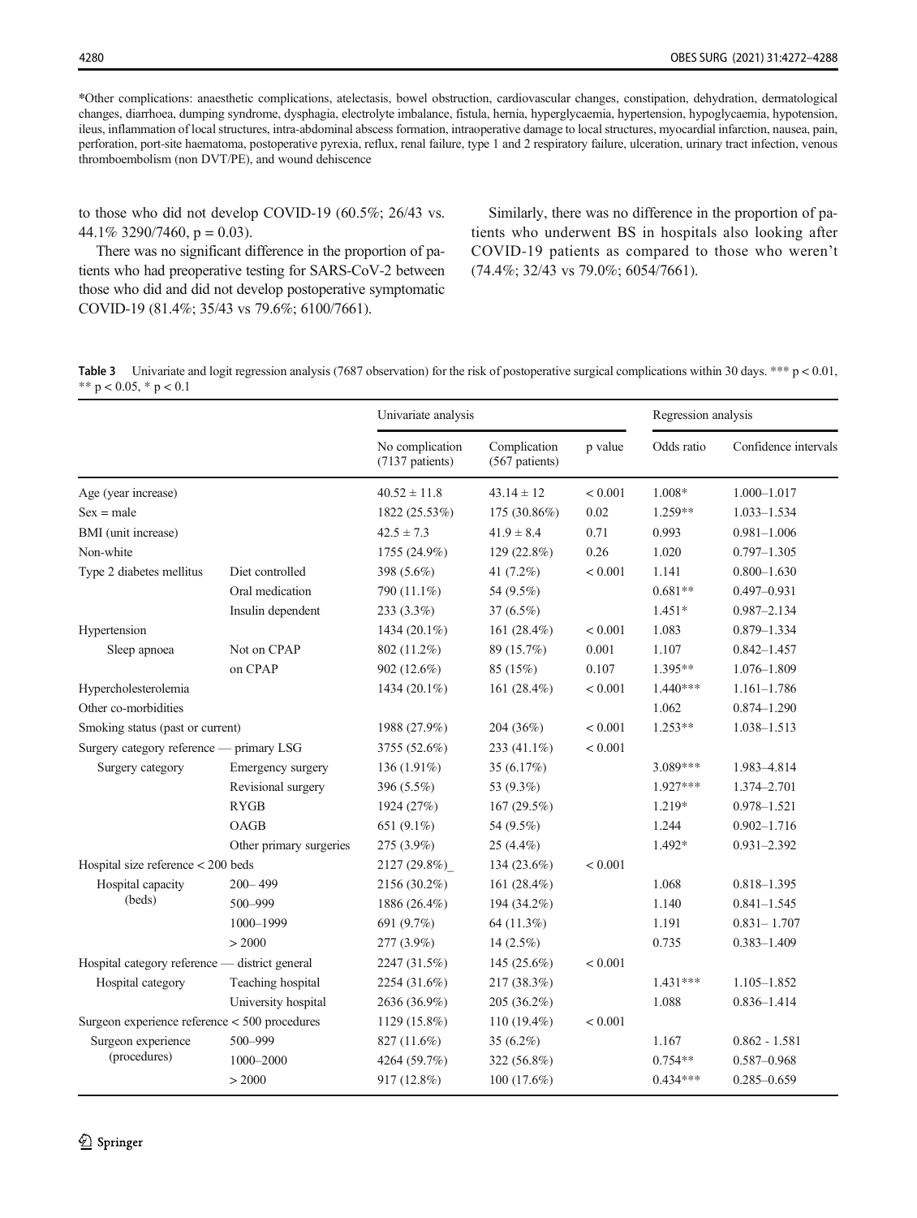*Other complications: anaesthetic complications, atelectasis, bowel obstruction, cardiovascular changes, constipation, dehydration, dermatological changes, diarrhoea, dumping syndrome, dysphagia, electrolyte imbalance, fistula, hernia, hyperglycaemia, hypertension, hypoglycaemia, hypotension, ileus, inflammation of local structures, intra-abdominal abscess formation, intraoperative damage to local structures, myocardial infarction, nausea, pain, perforation, port-site haematoma, postoperative pyrexia, reflux, renal failure, type 1 and 2 respiratory failure, ulceration, urinary tract infection, venous thromboembolism (non DVT/PE), and wound dehiscence

to those who did not develop COVID-19 (60.5%; 26/43 vs. 44.1% 3290/7460, $p = 0.03$).

There was no significant difference in the proportion of patients who had preoperative testing for SARS-CoV-2 between those who did and did not develop postoperative symptomatic COVID-19 (81.4%; 35/43 vs 79.6%; 6100/7661).

Similarly, there was no difference in the proportion of patients who underwent BS in hospitals also looking after COVID-19 patients as compared to those who weren't (74.4%; 32/43 vs 79.0%; 6054/7661).

**Table 3** Univariate and logit regression analysis (7687 observation) for the risk of postoperative surgical complications within 30 days. *** $p < 0.01$, ** $p < 0.05$, * $p < 0.1$

| | | Univariate analysis | | | Regression analysis | |
|---|---|---|---|---|---|---|
| | | No complication (7137 patients) | Complication (567 patients) | p value | Odds ratio | Confidence intervals |
| Age (year increase) | | 40.52 ± 11.8 | 43.14 ± 12 | < 0.001 | 1.008* | 1.000–1.017 |
| Sex = male | | 1822 (25.53%) | 175 (30.86%) | 0.02 | 1.259** | 1.033–1.534 |
| BMI (unit increase) | | 42.5 ± 7.3 | 41.9 ± 8.4 | 0.71 | 0.993 | 0.981–1.006 |
| Non-white | | 1755 (24.9%) | 129 (22.8%) | 0.26 | 1.020 | 0.797–1.305 |
| Type 2 diabetes mellitus | Diet controlled | 398 (5.6%) | 41 (7.2%) | < 0.001 | 1.141 | 0.800–1.630 |
| | Oral medication | 790 (11.1%) | 54 (9.5%) | | 0.681** | 0.497–0.931 |
| | Insulin dependent | 233 (3.3%) | 37 (6.5%) | | 1.451* | 0.987–2.134 |
| Hypertension | | 1434 (20.1%) | 161 (28.4%) | < 0.001 | 1.083 | 0.879–1.334 |
| Sleep apnoea | Not on CPAP | 802 (11.2%) | 89 (15.7%) | 0.001 | 1.107 | 0.842–1.457 |
| | on CPAP | 902 (12.6%) | 85 (15%) | 0.107 | 1.395** | 1.076–1.809 |
| Hypercholesterolemia | | 1434 (20.1%) | 161 (28.4%) | < 0.001 | 1.440*** | 1.161–1.786 |
| Other co-morbidities | | | | | 1.062 | 0.874–1.290 |
| Smoking status (past or current) | | 1988 (27.9%) | 204 (36%) | < 0.001 | 1.253** | 1.038–1.513 |
| Surgery category reference — primary LSG | | 3755 (52.6%) | 233 (41.1%) | < 0.001 | | |
| Surgery category | Emergency surgery | 136 (1.91%) | 35 (6.17%) | | 3.089*** | 1.983–4.814 |
| | Revisional surgery | 396 (5.5%) | 53 (9.3%) | | 1.927*** | 1.374–2.701 |
| | RYGB | 1924 (27%) | 167 (29.5%) | | 1.219* | 0.978–1.521 |
| | OAGB | 651 (9.1%) | 54 (9.5%) | | 1.244 | 0.902–1.716 |
| | Other primary surgeries | 275 (3.9%) | 25 (4.4%) | | 1.492* | 0.931–2.392 |
| Hospital size reference < 200 beds | | 2127 (29.8%)_ | 134 (23.6%) | < 0.001 | | |
| Hospital capacity (beds) | 200– 499 | 2156 (30.2%) | 161 (28.4%) | | 1.068 | 0.818–1.395 |
| | 500–999 | 1886 (26.4%) | 194 (34.2%) | | 1.140 | 0.841–1.545 |
| | 1000–1999 | 691 (9.7%) | 64 (11.3%) | | 1.191 | 0.831– 1.707 |
| | > 2000 | 277 (3.9%) | 14 (2.5%) | | 0.735 | 0.383–1.409 |
| Hospital category reference — district general | | 2247 (31.5%) | 145 (25.6%) | < 0.001 | | |
| Hospital category | Teaching hospital | 2254 (31.6%) | 217 (38.3%) | | 1.431*** | 1.105–1.852 |
| | University hospital | 2636 (36.9%) | 205 (36.2%) | | 1.088 | 0.836–1.414 |
| Surgeon experience reference < 500 procedures | | 1129 (15.8%) | 110 (19.4%) | < 0.001 | | |
| Surgeon experience (procedures) | 500–999 | 827 (11.6%) | 35 (6.2%) | | 1.167 | 0.862 - 1.581 |
| | 1000–2000 | 4264 (59.7%) | 322 (56.8%) | | 0.754** | 0.587–0.968 |
| | > 2000 | 917 (12.8%) | 100 (17.6%) | | 0.434*** | 0.285–0.659 |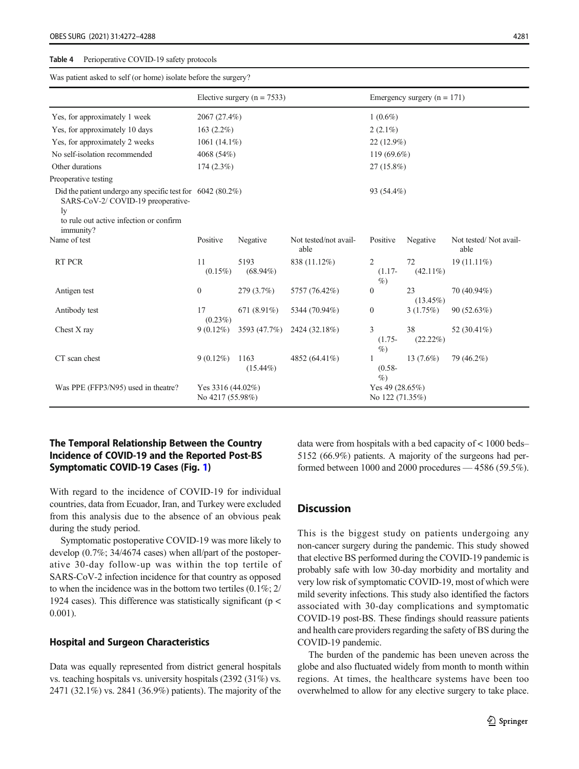**Table 4** Perioperative COVID-19 safety protocols

| Was patient asked to self (or home) isolate before the surgery? | | | | | | |
|---|---|---|---|---|---|---|
| | Elective surgery (n = 7533) | | | Emergency surgery (n = 171) | | |
| Yes, for approximately 1 week | 2067 (27.4%) | | | 1 (0.6%) | | |
| Yes, for approximately 10 days | 163 (2.2%) | | | 2 (2.1%) | | |
| Yes, for approximately 2 weeks | 1061 (14.1%) | | | 22 (12.9%) | | |
| No self-isolation recommended | 4068 (54%) | | | 119 (69.6%) | | |
| Other durations | 174 (2.3%) | | | 27 (15.8%) | | |
| Preoperative testing | | | | | | |
| Did the patient undergo any specific test for SARS-CoV-2/ COVID-19 preoperatively to rule out active infection or confirm immunity? | 6042 (80.2%) | | | 93 (54.4%) | | |
| Name of test | Positive | Negative | Not tested/not available | Positive | Negative | Not tested/ Not available |
| RT PCR | 11 (0.15%) | 5193 (68.94%) | 838 (11.12%) | 2 (1.17-%) | 72 (42.11%) | 19 (11.11%) |
| Antigen test | 0 | 279 (3.7%) | 5757 (76.42%) | 0 | 23 (13.45%) | 70 (40.94%) |
| Antibody test | 17 (0.23%) | 671 (8.91%) | 5344 (70.94%) | 0 | 3 (1.75%) | 90 (52.63%) |
| Chest X ray | 9 (0.12%) | 3593 (47.7%) | 2424 (32.18%) | 3 (1.75-%) | 38 (22.22%) | 52 (30.41%) |
| CT scan chest | 9 (0.12%) | 1163 (15.44%) | 4852 (64.41%) | 1 (0.58-%) | 13 (7.6%) | 79 (46.2%) |
| Was PPE (FFP3/N95) used in theatre? | Yes 3316 (44.02%) No 4217 (55.98%) | | | Yes 49 (28.65%) No 122 (71.35%) | | |

### The Temporal Relationship Between the Country Incidence of COVID-19 and the Reported Post-BS Symptomatic COVID-19 Cases (Fig. 1)

With regard to the incidence of COVID-19 for individual countries, data from Ecuador, Iran, and Turkey were excluded from this analysis due to the absence of an obvious peak during the study period.

Symptomatic postoperative COVID-19 was more likely to develop (0.7%; 34/4674 cases) when all/part of the postoperative 30-day follow-up was within the top tertile of SARS-CoV-2 infection incidence for that country as opposed to when the incidence was in the bottom two tertiles (0.1%; 2/1924 cases). This difference was statistically significant ($p < 0.001$).

### Hospital and Surgeon Characteristics

Data was equally represented from district general hospitals vs. teaching hospitals vs. university hospitals (2392 (31%) vs. 2471 (32.1%) vs. 2841 (36.9%) patients). The majority of the data were from hospitals with a bed capacity of < 1000 beds–5152 (66.9%) patients. A majority of the surgeons had performed between 1000 and 2000 procedures — 4586 (59.5%).

## Discussion

This is the biggest study on patients undergoing any non-cancer surgery during the pandemic. This study showed that elective BS performed during the COVID-19 pandemic is probably safe with low 30-day morbidity and mortality and very low risk of symptomatic COVID-19, most of which were mild severity infections. This study also identified the factors associated with 30-day complications and symptomatic COVID-19 post-BS. These findings should reassure patients and health care providers regarding the safety of BS during the COVID-19 pandemic.

The burden of the pandemic has been uneven across the globe and also fluctuated widely from month to month within regions. At times, the healthcare systems have been too overwhelmed to allow for any elective surgery to take place.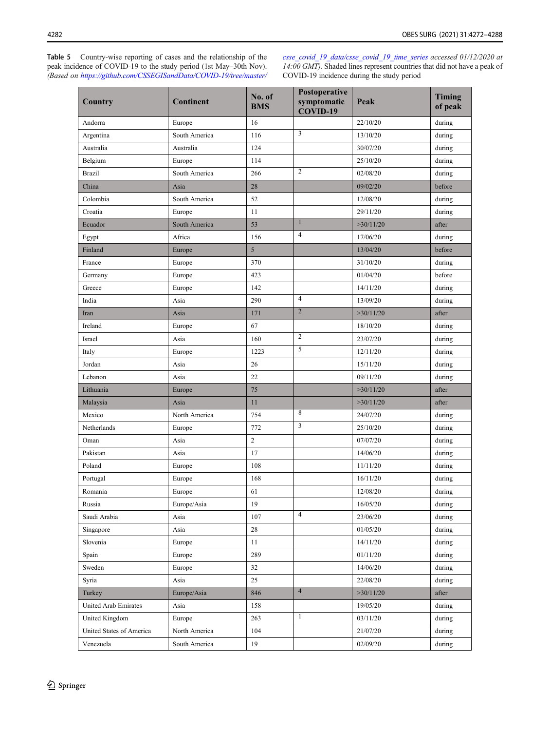**Table 5** Country-wise reporting of cases and the relationship of the peak incidence of COVID-19 to the study period (1st May–30th Nov). *(Based on https://github.com/CSSEGISandData/COVID-19/tree/master/csse_covid_19_data/csse_covid_19_time_series accessed 01/12/2020 at 14:00 GMT).* Shaded lines represent countries that did not have a peak of COVID-19 incidence during the study period

| Country | Continent | No. of BMS | Postoperative symptomatic COVID-19 | Peak | Timing of peak |
|---|---|---|---|---|---|
| Andorra | Europe | 16 | | 22/10/20 | during |
| Argentina | South America | 116 | 3 | 13/10/20 | during |
| Australia | Australia | 124 | | 30/07/20 | during |
| Belgium | Europe | 114 | | 25/10/20 | during |
| Brazil | South America | 266 | 2 | 02/08/20 | during |
| China | Asia | 28 | | 09/02/20 | before |
| Colombia | South America | 52 | | 12/08/20 | during |
| Croatia | Europe | 11 | | 29/11/20 | during |
| Ecuador | South America | 53 | 1 | >30/11/20 | after |
| Egypt | Africa | 156 | 4 | 17/06/20 | during |
| Finland | Europe | 5 | | 13/04/20 | before |
| France | Europe | 370 | | 31/10/20 | during |
| Germany | Europe | 423 | | 01/04/20 | before |
| Greece | Europe | 142 | | 14/11/20 | during |
| India | Asia | 290 | 4 | 13/09/20 | during |
| Iran | Asia | 171 | 2 | >30/11/20 | after |
| Ireland | Europe | 67 | | 18/10/20 | during |
| Israel | Asia | 160 | 2 | 23/07/20 | during |
| Italy | Europe | 1223 | 5 | 12/11/20 | during |
| Jordan | Asia | 26 | | 15/11/20 | during |
| Lebanon | Asia | 22 | | 09/11/20 | during |
| Lithuania | Europe | 75 | | >30/11/20 | after |
| Malaysia | Asia | 11 | | >30/11/20 | after |
| Mexico | North America | 754 | 8 | 24/07/20 | during |
| Netherlands | Europe | 772 | 3 | 25/10/20 | during |
| Oman | Asia | 2 | | 07/07/20 | during |
| Pakistan | Asia | 17 | | 14/06/20 | during |
| Poland | Europe | 108 | | 11/11/20 | during |
| Portugal | Europe | 168 | | 16/11/20 | during |
| Romania | Europe | 61 | | 12/08/20 | during |
| Russia | Europe/Asia | 19 | | 16/05/20 | during |
| Saudi Arabia | Asia | 107 | 4 | 23/06/20 | during |
| Singapore | Asia | 28 | | 01/05/20 | during |
| Slovenia | Europe | 11 | | 14/11/20 | during |
| Spain | Europe | 289 | | 01/11/20 | during |
| Sweden | Europe | 32 | | 14/06/20 | during |
| Syria | Asia | 25 | | 22/08/20 | during |
| Turkey | Europe/Asia | 846 | 4 | >30/11/20 | after |
| United Arab Emirates | Asia | 158 | | 19/05/20 | during |
| United Kingdom | Europe | 263 | 1 | 03/11/20 | during |
| United States of America | North America | 104 | | 21/07/20 | during |
| Venezuela | South America | 19 | | 02/09/20 | during |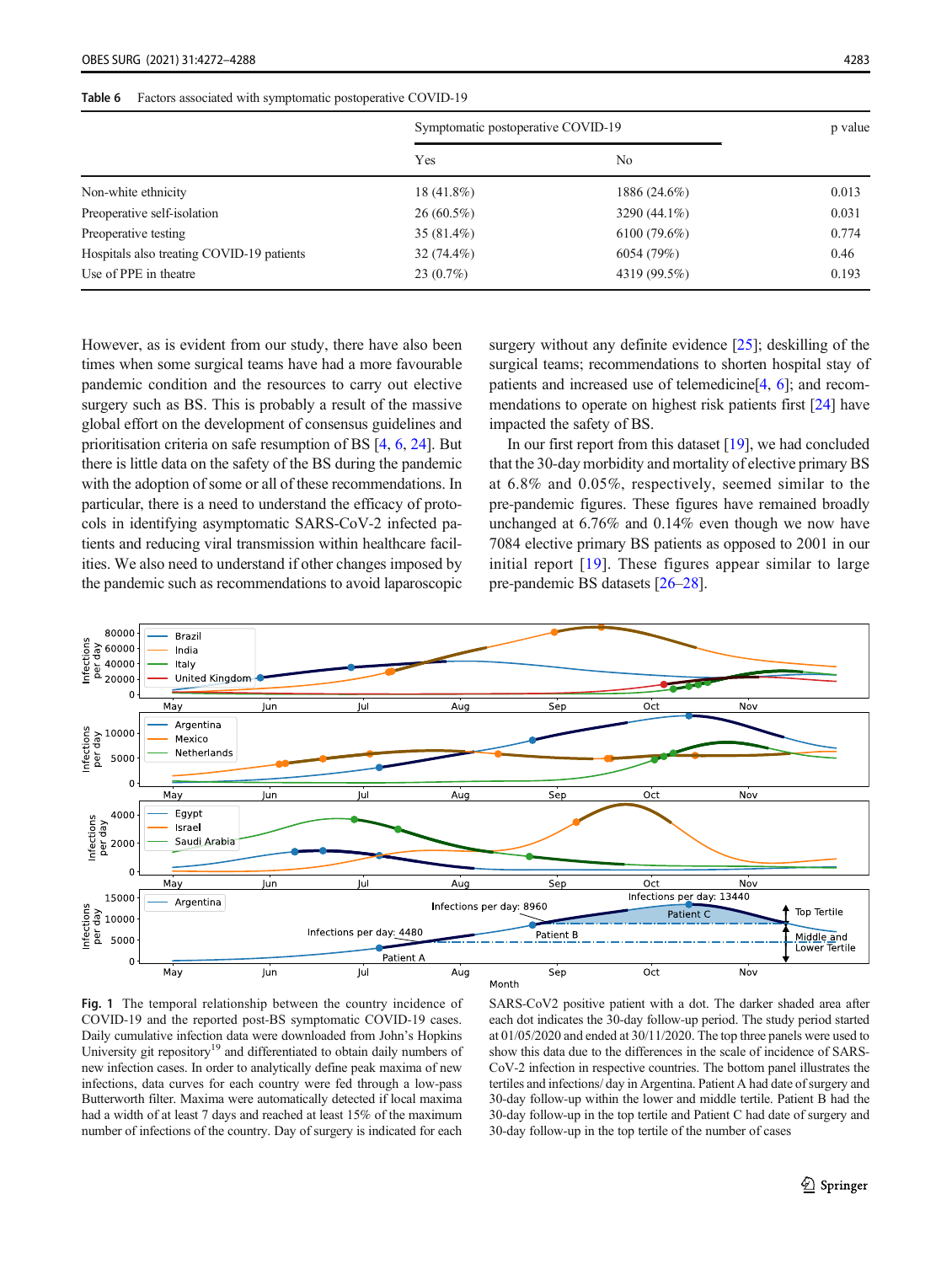**Table 6** Factors associated with symptomatic postoperative COVID-19

| | Symptomatic postoperative COVID-19 | | p value |
|---|---|---|---|
| | Yes | No | |
| Non-white ethnicity | 18 (41.8%) | 1886 (24.6%) | 0.013 |
| Preoperative self-isolation | 26 (60.5%) | 3290 (44.1%) | 0.031 |
| Preoperative testing | 35 (81.4%) | 6100 (79.6%) | 0.774 |
| Hospitals also treating COVID-19 patients | 32 (74.4%) | 6054 (79%) | 0.46 |
| Use of PPE in theatre | 23 (0.7%) | 4319 (99.5%) | 0.193 |

However, as is evident from our study, there have also been times when some surgical teams have had a more favourable pandemic condition and the resources to carry out elective surgery such as BS. This is probably a result of the massive global effort on the development of consensus guidelines and prioritisation criteria on safe resumption of BS [4, 6, 24]. But there is little data on the safety of the BS during the pandemic with the adoption of some or all of these recommendations. In particular, there is a need to understand the efficacy of protocols in identifying asymptomatic SARS-CoV-2 infected patients and reducing viral transmission within healthcare facilities. We also need to understand if other changes imposed by the pandemic such as recommendations to avoid laparoscopic surgery without any definite evidence [25]; deskilling of the surgical teams; recommendations to shorten hospital stay of patients and increased use of telemedicine[4, 6]; and recommendations to operate on highest risk patients first [24] have impacted the safety of BS.

In our first report from this dataset [19], we had concluded that the 30-day morbidity and mortality of elective primary BS at 6.8% and 0.05%, respectively, seemed similar to the pre-pandemic figures. These figures have remained broadly unchanged at 6.76% and 0.14% even though we now have 7084 elective primary BS patients as opposed to 2001 in our initial report [19]. These figures appear similar to large pre-pandemic BS datasets [26–28].

**Fig. 1** The temporal relationship between the country incidence of COVID-19 and the reported post-BS symptomatic COVID-19 cases. Daily cumulative infection data were downloaded from John's Hopkins University git repository[19] and differentiated to obtain daily numbers of new infection cases. In order to analytically define peak maxima of new infections, data curves for each country were fed through a low-pass Butterworth filter. Maxima were automatically detected if local maxima had a width of at least 7 days and reached at least 15% of the maximum number of infections of the country. Day of surgery is indicated for each SARS-CoV2 positive patient with a dot. The darker shaded area after each dot indicates the 30-day follow-up period. The study period started at 01/05/2020 and ended at 30/11/2020. The top three panels were used to show this data due to the differences in the scale of incidence of SARS-CoV-2 infection in respective countries. The bottom panel illustrates the tertiles and infections/ day in Argentina. Patient A had date of surgery and 30-day follow-up within the lower and middle tertile. Patient B had the 30-day follow-up in the top tertile and Patient C had date of surgery and 30-day follow-up in the top tertile of the number of cases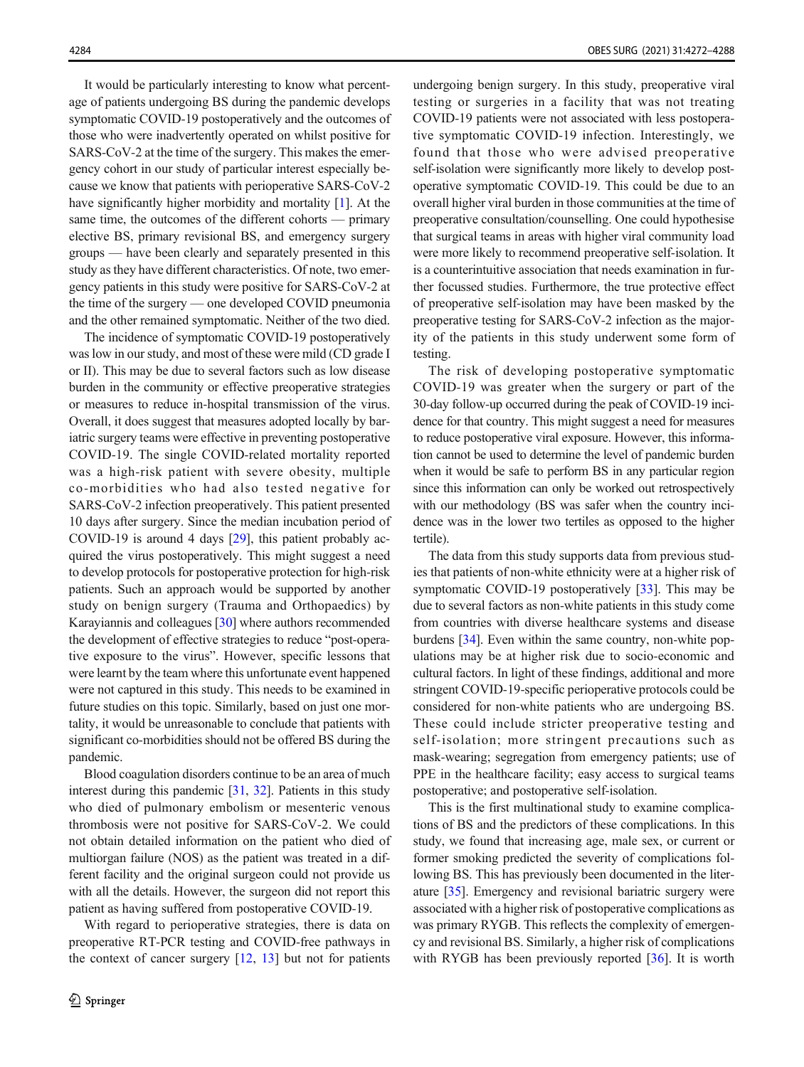It would be particularly interesting to know what percentage of patients undergoing BS during the pandemic develops symptomatic COVID-19 postoperatively and the outcomes of those who were inadvertently operated on whilst positive for SARS-CoV-2 at the time of the surgery. This makes the emergency cohort in our study of particular interest especially because we know that patients with perioperative SARS-CoV-2 have significantly higher morbidity and mortality [1]. At the same time, the outcomes of the different cohorts — primary elective BS, primary revisional BS, and emergency surgery groups — have been clearly and separately presented in this study as they have different characteristics. Of note, two emergency patients in this study were positive for SARS-CoV-2 at the time of the surgery — one developed COVID pneumonia and the other remained symptomatic. Neither of the two died.

The incidence of symptomatic COVID-19 postoperatively was low in our study, and most of these were mild (CD grade I or II). This may be due to several factors such as low disease burden in the community or effective preoperative strategies or measures to reduce in-hospital transmission of the virus. Overall, it does suggest that measures adopted locally by bariatric surgery teams were effective in preventing postoperative COVID-19. The single COVID-related mortality reported was a high-risk patient with severe obesity, multiple co-morbidities who had also tested negative for SARS-CoV-2 infection preoperatively. This patient presented 10 days after surgery. Since the median incubation period of COVID-19 is around 4 days [29], this patient probably acquired the virus postoperatively. This might suggest a need to develop protocols for postoperative protection for high-risk patients. Such an approach would be supported by another study on benign surgery (Trauma and Orthopaedics) by Karayiannis and colleagues [30] where authors recommended the development of effective strategies to reduce "post-operative exposure to the virus". However, specific lessons that were learnt by the team where this unfortunate event happened were not captured in this study. This needs to be examined in future studies on this topic. Similarly, based on just one mortality, it would be unreasonable to conclude that patients with significant co-morbidities should not be offered BS during the pandemic.

Blood coagulation disorders continue to be an area of much interest during this pandemic [31, 32]. Patients in this study who died of pulmonary embolism or mesenteric venous thrombosis were not positive for SARS-CoV-2. We could not obtain detailed information on the patient who died of multiorgan failure (NOS) as the patient was treated in a different facility and the original surgeon could not provide us with all the details. However, the surgeon did not report this patient as having suffered from postoperative COVID-19.

With regard to perioperative strategies, there is data on preoperative RT-PCR testing and COVID-free pathways in the context of cancer surgery [12, 13] but not for patients undergoing benign surgery. In this study, preoperative viral testing or surgeries in a facility that was not treating COVID-19 patients were not associated with less postoperative symptomatic COVID-19 infection. Interestingly, we found that those who were advised preoperative self-isolation were significantly more likely to develop postoperative symptomatic COVID-19. This could be due to an overall higher viral burden in those communities at the time of preoperative consultation/counselling. One could hypothesise that surgical teams in areas with higher viral community load were more likely to recommend preoperative self-isolation. It is a counterintuitive association that needs examination in further focussed studies. Furthermore, the true protective effect of preoperative self-isolation may have been masked by the preoperative testing for SARS-CoV-2 infection as the majority of the patients in this study underwent some form of testing.

The risk of developing postoperative symptomatic COVID-19 was greater when the surgery or part of the 30-day follow-up occurred during the peak of COVID-19 incidence for that country. This might suggest a need for measures to reduce postoperative viral exposure. However, this information cannot be used to determine the level of pandemic burden when it would be safe to perform BS in any particular region since this information can only be worked out retrospectively with our methodology (BS was safer when the country incidence was in the lower two tertiles as opposed to the higher tertile).

The data from this study supports data from previous studies that patients of non-white ethnicity were at a higher risk of symptomatic COVID-19 postoperatively [33]. This may be due to several factors as non-white patients in this study come from countries with diverse healthcare systems and disease burdens [34]. Even within the same country, non-white populations may be at higher risk due to socio-economic and cultural factors. In light of these findings, additional and more stringent COVID-19-specific perioperative protocols could be considered for non-white patients who are undergoing BS. These could include stricter preoperative testing and self-isolation; more stringent precautions such as mask-wearing; segregation from emergency patients; use of PPE in the healthcare facility; easy access to surgical teams postoperative; and postoperative self-isolation.

This is the first multinational study to examine complications of BS and the predictors of these complications. In this study, we found that increasing age, male sex, or current or former smoking predicted the severity of complications following BS. This has previously been documented in the literature [35]. Emergency and revisional bariatric surgery were associated with a higher risk of postoperative complications as was primary RYGB. This reflects the complexity of emergency and revisional BS. Similarly, a higher risk of complications with RYGB has been previously reported [36]. It is worth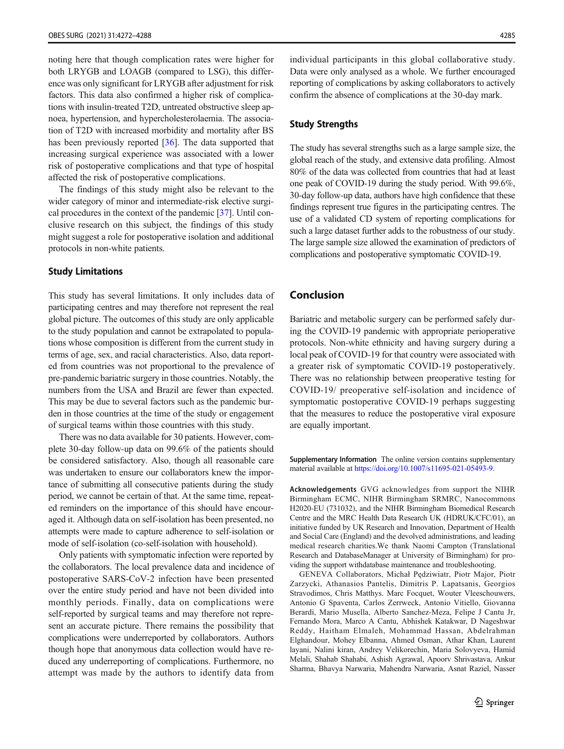noting here that though complication rates were higher for both LRYGB and LOAGB (compared to LSG), this difference was only significant for LRYGB after adjustment for risk factors. This data also confirmed a higher risk of complications with insulin-treated T2D, untreated obstructive sleep apnoea, hypertension, and hypercholesterolaemia. The association of T2D with increased morbidity and mortality after BS has been previously reported [36]. The data supported that increasing surgical experience was associated with a lower risk of postoperative complications and that type of hospital affected the risk of postoperative complications.

The findings of this study might also be relevant to the wider category of minor and intermediate-risk elective surgical procedures in the context of the pandemic [37]. Until conclusive research on this subject, the findings of this study might suggest a role for postoperative isolation and additional protocols in non-white patients.

### Study Limitations

This study has several limitations. It only includes data of participating centres and may therefore not represent the real global picture. The outcomes of this study are only applicable to the study population and cannot be extrapolated to populations whose composition is different from the current study in terms of age, sex, and racial characteristics. Also, data reported from countries was not proportional to the prevalence of pre-pandemic bariatric surgery in those countries. Notably, the numbers from the USA and Brazil are fewer than expected. This may be due to several factors such as the pandemic burden in those countries at the time of the study or engagement of surgical teams within those countries with this study.

There was no data available for 30 patients. However, complete 30-day follow-up data on 99.6% of the patients should be considered satisfactory. Also, though all reasonable care was undertaken to ensure our collaborators knew the importance of submitting all consecutive patients during the study period, we cannot be certain of that. At the same time, repeated reminders on the importance of this should have encouraged it. Although data on self-isolation has been presented, no attempts were made to capture adherence to self-isolation or mode of self-isolation (co-self-isolation with household).

Only patients with symptomatic infection were reported by the collaborators. The local prevalence data and incidence of postoperative SARS-CoV-2 infection have been presented over the entire study period and have not been divided into monthly periods. Finally, data on complications were self-reported by surgical teams and may therefore not represent an accurate picture. There remains the possibility that complications were underreported by collaborators. Authors though hope that anonymous data collection would have reduced any underreporting of complications. Furthermore, no attempt was made by the authors to identify data from individual participants in this global collaborative study. Data were only analysed as a whole. We further encouraged reporting of complications by asking collaborators to actively confirm the absence of complications at the 30-day mark.

### Study Strengths

The study has several strengths such as a large sample size, the global reach of the study, and extensive data profiling. Almost 80% of the data was collected from countries that had at least one peak of COVID-19 during the study period. With 99.6%, 30-day follow-up data, authors have high confidence that these findings represent true figures in the participating centres. The use of a validated CD system of reporting complications for such a large dataset further adds to the robustness of our study. The large sample size allowed the examination of predictors of complications and postoperative symptomatic COVID-19.

## Conclusion

Bariatric and metabolic surgery can be performed safely during the COVID-19 pandemic with appropriate perioperative protocols. Non-white ethnicity and having surgery during a local peak of COVID-19 for that country were associated with a greater risk of symptomatic COVID-19 postoperatively. There was no relationship between preoperative testing for COVID-19/ preoperative self-isolation and incidence of symptomatic postoperative COVID-19 perhaps suggesting that the measures to reduce the postoperative viral exposure are equally important.

**Supplementary Information** The online version contains supplementary material available at https://doi.org/10.1007/s11695-021-05493-9.

**Acknowledgements** GVG acknowledges from support the NIHR Birmingham ECMC, NIHR Birmingham SRMRC, Nanocommons H2020-EU (731032), and the NIHR Birmingham Biomedical Research Centre and the MRC Health Data Research UK (HDRUK/CFC/01), an initiative funded by UK Research and Innovation, Department of Health and Social Care (England) and the devolved administrations, and leading medical research charities.We thank Naomi Campton (Translational Research and DatabaseManager at University of Birmingham) for providing the support withdatabase maintenance and troubleshooting.

GENEVA Collaborators, Michał Pędziwiatr, Piotr Major, Piotr Zarzycki, Athanasios Pantelis, Dimitris P. Lapatsanis, Georgios Stravodimos, Chris Matthys. Marc Focquet, Wouter Vleeschouwers, Antonio G Spaventa, Carlos Zerrweck, Antonio Vitiello, Giovanna Berardi, Mario Musella, Alberto Sanchez-Meza, Felipe J Cantu Jr, Fernando Mora, Marco A Cantu, Abhishek Katakwar, D Nageshwar Reddy, Haitham Elmaleh, Mohammad Hassan, Abdelrahman Elghandour, Mohey Elbanna, Ahmed Osman, Athar Khan, Laurent layani, Nalini kiran, Andrey Velikorechin, Maria Solovyeva, Hamid Melali, Shahab Shahabi, Ashish Agrawal, Apoorv Shrivastava, Ankur Sharma, Bhavya Narwaria, Mahendra Narwaria, Asnat Raziel, Nasser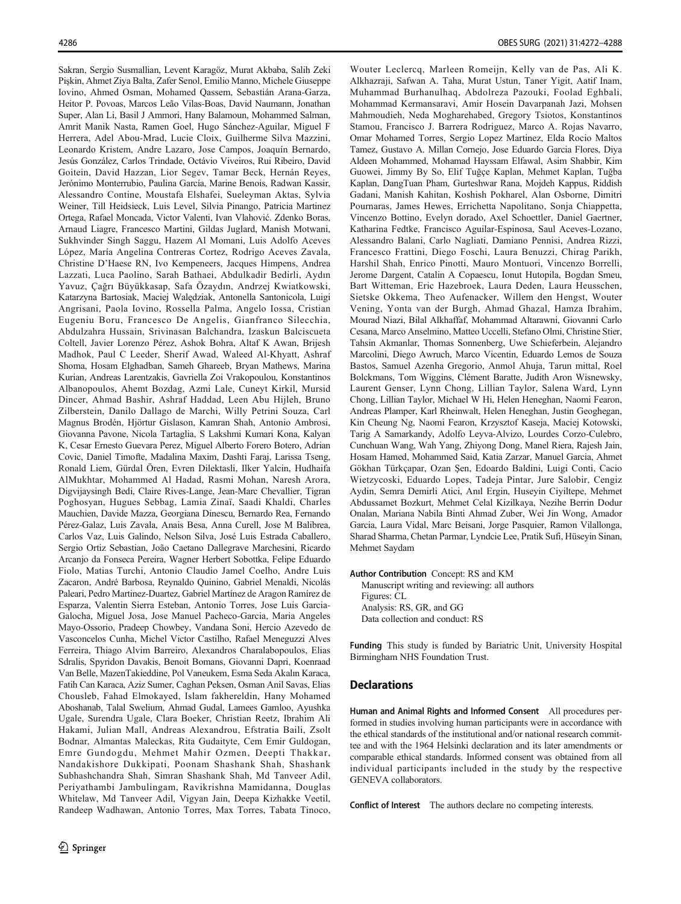Sakran, Sergio Susmallian, Levent Karagöz, Murat Akbaba, Salih Zeki Pişkin, Ahmet Ziya Balta, Zafer Senol, Emilio Manno, Michele Giuseppe Iovino, Ahmed Osman, Mohamed Qassem, Sebastián Arana-Garza, Heitor P. Povoas, Marcos Leão Vilas-Boas, David Naumann, Jonathan Super, Alan Li, Basil J Ammori, Hany Balamoun, Mohammed Salman, Amrit Manik Nasta, Ramen Goel, Hugo Sánchez-Aguilar, Miguel F Herrera, Adel Abou-Mrad, Lucie Cloix, Guilherme Silva Mazzini, Leonardo Kristem, Andre Lazaro, Jose Campos, Joaquín Bernardo, Jesús González, Carlos Trindade, Octávio Viveiros, Rui Ribeiro, David Goitein, David Hazzan, Lior Segev, Tamar Beck, Hernán Reyes, Jerónimo Monterrubio, Paulina García, Marine Benois, Radwan Kassir, Alessandro Contine, Moustafa Elshafei, Sueleyman Aktas, Sylvia Weiner, Till Heidsieck, Luis Level, Silvia Pinango, Patricia Martinez Ortega, Rafael Moncada, Victor Valenti, Ivan Vlahović. Zdenko Boras, Arnaud Liagre, Francesco Martini, Gildas Juglard, Manish Motwani, Sukhvinder Singh Saggu, Hazem Al Momani, Luis Adolfo Aceves López, María Angelina Contreras Cortez, Rodrigo Aceves Zavala, Christine D'Haese RN, Ivo Kempeneers, Jacques Himpens, Andrea Lazzati, Luca Paolino, Sarah Bathaei, Abdulkadir Bedirli, Aydın Yavuz, Çağrı Büyükkasap, Safa Özaydın, Andrzej Kwiatkowski, Katarzyna Bartosiak, Maciej Walędziak, Antonella Santonicola, Luigi Angrisani, Paola Iovino, Rossella Palma, Angelo Iossa, Cristian Eugeniu Boru, Francesco De Angelis, Gianfranco Silecchia, Abdulzahra Hussain, Srivinasan Balchandra, Izaskun Balciscueta Coltell, Javier Lorenzo Pérez, Ashok Bohra, Altaf K Awan, Brijesh Madhok, Paul C Leeder, Sherif Awad, Waleed Al-Khyatt, Ashraf Shoma, Hosam Elghadban, Sameh Ghareeb, Bryan Mathews, Marina Kurian, Andreas Larentzakis, Gavriella Zoi Vrakopoulou, Konstantinos Albanopoulos, Ahemt Bozdag, Azmi Lale, Cuneyt Kirkil, Mursid Dincer, Ahmad Bashir, Ashraf Haddad, Leen Abu Hijleh, Bruno Zilberstein, Danilo Dallago de Marchi, Willy Petrini Souza, Carl Magnus Brodén, Hjörtur Gislason, Kamran Shah, Antonio Ambrosi, Giovanna Pavone, Nicola Tartaglia, S Lakshmi Kumari Kona, Kalyan K, Cesar Ernesto Guevara Perez, Miguel Alberto Forero Botero, Adrian Covic, Daniel Timofte, Madalina Maxim, Dashti Faraj, Larissa Tseng, Ronald Liem, Gürdal Ören, Evren Dilektasli, Ilker Yalcin, Hudhaifa AlMukhtar, Mohammed Al Hadad, Rasmi Mohan, Naresh Arora, Digvijaysingh Bedi, Claire Rives-Lange, Jean-Marc Chevallier, Tigran Poghosyan, Hugues Sebbag, Lamia Zinaï, Saadi Khaldi, Charles Mauchien, Davide Mazza, Georgiana Dinescu, Bernardo Rea, Fernando Pérez-Galaz, Luis Zavala, Anais Besa, Anna Curell, Jose M Balibrea, Carlos Vaz, Luis Galindo, Nelson Silva, José Luis Estrada Caballero, Sergio Ortiz Sebastian, João Caetano Dallegrave Marchesini, Ricardo Arcanjo da Fonseca Pereira, Wagner Herbert Sobottka, Felipe Eduardo Fiolo, Matias Turchi, Antonio Claudio Jamel Coelho, Andre Luis Zacaron, André Barbosa, Reynaldo Quinino, Gabriel Menaldi, Nicolás Paleari, Pedro Martinez-Duartez, Gabriel Martínez de Aragon Ramírez de Esparza, Valentin Sierra Esteban, Antonio Torres, Jose Luis Garcia-Galocha, Miguel Josa, Jose Manuel Pacheco-Garcia, Maria Angeles Mayo-Ossorio, Pradeep Chowbey, Vandana Soni, Hercio Azevedo de Vasconcelos Cunha, Michel Victor Castilho, Rafael Meneguzzi Alves Ferreira, Thiago Alvim Barreiro, Alexandros Charalabopoulos, Elias Sdralis, Spyridon Davakis, Benoit Bomans, Giovanni Dapri, Koenraad Van Belle, MazenTakieddine, Pol Vaneukem, Esma Seda Akalın Karaca, Fatih Can Karaca, Aziz Sumer, Caghan Peksen, Osman Anil Savas, Elias Chousleb, Fahad Elmokayed, Islam fakhereldin, Hany Mohamed Aboshanab, Talal Swelium, Ahmad Gudal, Lamees Gamloo, Ayushka Ugale, Surendra Ugale, Clara Boeker, Christian Reetz, Ibrahim Ali Hakami, Julian Mall, Andreas Alexandrou, Efstratia Baili, Zsolt Bodnar, Almantas Maleckas, Rita Gudaityte, Cem Emir Guldogan, Emre Gundogdu, Mehmet Mahir Ozmen, Deepti Thakkar, Nandakishore Dukkipati, Poonam Shashank Shah, Shashank Subhashchandra Shah, Simran Shashank Shah, Md Tanveer Adil, Periyathambi Jambulingam, Ravikrishna Mamidanna, Douglas Whitelaw, Md Tanveer Adil, Vigyan Jain, Deepa Kizhakke Veetil, Randeep Wadhawan, Antonio Torres, Max Torres, Tabata Tinoco, Wouter Leclercq, Marleen Romeijn, Kelly van de Pas, Ali K. Alkhazraji, Safwan A. Taha, Murat Ustun, Taner Yigit, Aatif Inam, Muhammad Burhanulhaq, Abdolreza Pazouki, Foolad Eghbali, Mohammad Kermansaravi, Amir Hosein Davarpanah Jazi, Mohsen Mahmoudieh, Neda Mogharehabed, Gregory Tsiotos, Konstantinos Stamou, Francisco J. Barrera Rodriguez, Marco A. Rojas Navarro, Omar Mohamed Torres, Sergio Lopez Martinez, Elda Rocio Maltos Tamez, Gustavo A. Millan Cornejo, Jose Eduardo Garcia Flores, Diya Aldeen Mohammed, Mohamad Hayssam Elfawal, Asim Shabbir, Kim Guowei, Jimmy By So, Elif Tuğçe Kaplan, Mehmet Kaplan, Tuğba Kaplan, DangTuan Pham, Gurteshwar Rana, Mojdeh Kappus, Riddish Gadani, Manish Kahitan, Koshish Pokharel, Alan Osborne, Dimitri Pournaras, James Hewes, Errichetta Napolitano, Sonja Chiappetta, Vincenzo Bottino, Evelyn dorado, Axel Schoettler, Daniel Gaertner, Katharina Fedtke, Francisco Aguilar-Espinosa, Saul Aceves-Lozano, Alessandro Balani, Carlo Nagliati, Damiano Pennisi, Andrea Rizzi, Francesco Frattini, Diego Foschi, Laura Benuzzi, Chirag Parikh, Harshil Shah, Enrico Pinotti, Mauro Montuori, Vincenzo Borrelli, Jerome Dargent, Catalin A Copaescu, Ionut Hutopila, Bogdan Smeu, Bart Witteman, Eric Hazebroek, Laura Deden, Laura Heusschen, Sietske Okkema, Theo Aufenacker, Willem den Hengst, Wouter Vening, Yonta van der Burgh, Ahmad Ghazal, Hamza Ibrahim, Mourad Niazi, Bilal Alkhaffaf, Mohammad Altarawni, Giovanni Carlo Cesana, Marco Anselmino, Matteo Uccelli, Stefano Olmi, Christine Stier, Tahsin Akmanlar, Thomas Sonnenberg, Uwe Schieferbein, Alejandro Marcolini, Diego Awruch, Marco Vicentin, Eduardo Lemos de Souza Bastos, Samuel Azenha Gregorio, Anmol Ahuja, Tarun mittal, Roel Bolckmans, Tom Wiggins, Clément Baratte, Judith Aron Wisnewsky, Laurent Genser, Lynn Chong, Lillian Taylor, Salena Ward, Lynn Chong, Lillian Taylor, Michael W Hi, Helen Heneghan, Naomi Fearon, Andreas Plamper, Karl Rheinwalt, Helen Heneghan, Justin Geoghegan, Kin Cheung Ng, Naomi Fearon, Krzysztof Kaseja, Maciej Kotowski, Tarig A Samarkandy, Adolfo Leyva-Alvizo, Lourdes Corzo-Culebro, Cunchuan Wang, Wah Yang, Zhiyong Dong, Manel Riera, Rajesh Jain, Hosam Hamed, Mohammed Said, Katia Zarzar, Manuel Garcia, Ahmet Gökhan Türkçapar, Ozan Şen, Edoardo Baldini, Luigi Conti, Cacio Wietzycoski, Eduardo Lopes, Tadeja Pintar, Jure Salobir, Cengiz Aydin, Semra Demirli Atici, Anıl Ergin, Huseyin Ciyiltepe, Mehmet Abdussamet Bozkurt, Mehmet Celal Kizilkaya, Nezihe Berrin Dodur Onalan, Mariana Nabila Binti Ahmad Zuber, Wei Jin Wong, Amador Garcia, Laura Vidal, Marc Beisani, Jorge Pasquier, Ramon Vilallonga, Sharad Sharma, Chetan Parmar, Lyndcie Lee, Pratik Sufi, Hüseyin Sinan, Mehmet Saydam

**Author Contribution** Concept: RS and KM
Manuscript writing and reviewing: all authors
Figures: CL
Analysis: RS, GR, and GG
Data collection and conduct: RS

**Funding** This study is funded by Bariatric Unit, University Hospital Birmingham NHS Foundation Trust.

## Declarations

**Human and Animal Rights and Informed Consent** All procedures performed in studies involving human participants were in accordance with the ethical standards of the institutional and/or national research committee and with the 1964 Helsinki declaration and its later amendments or comparable ethical standards. Informed consent was obtained from all individual participants included in the study by the respective GENEVA collaborators.

**Conflict of Interest** The authors declare no competing interests.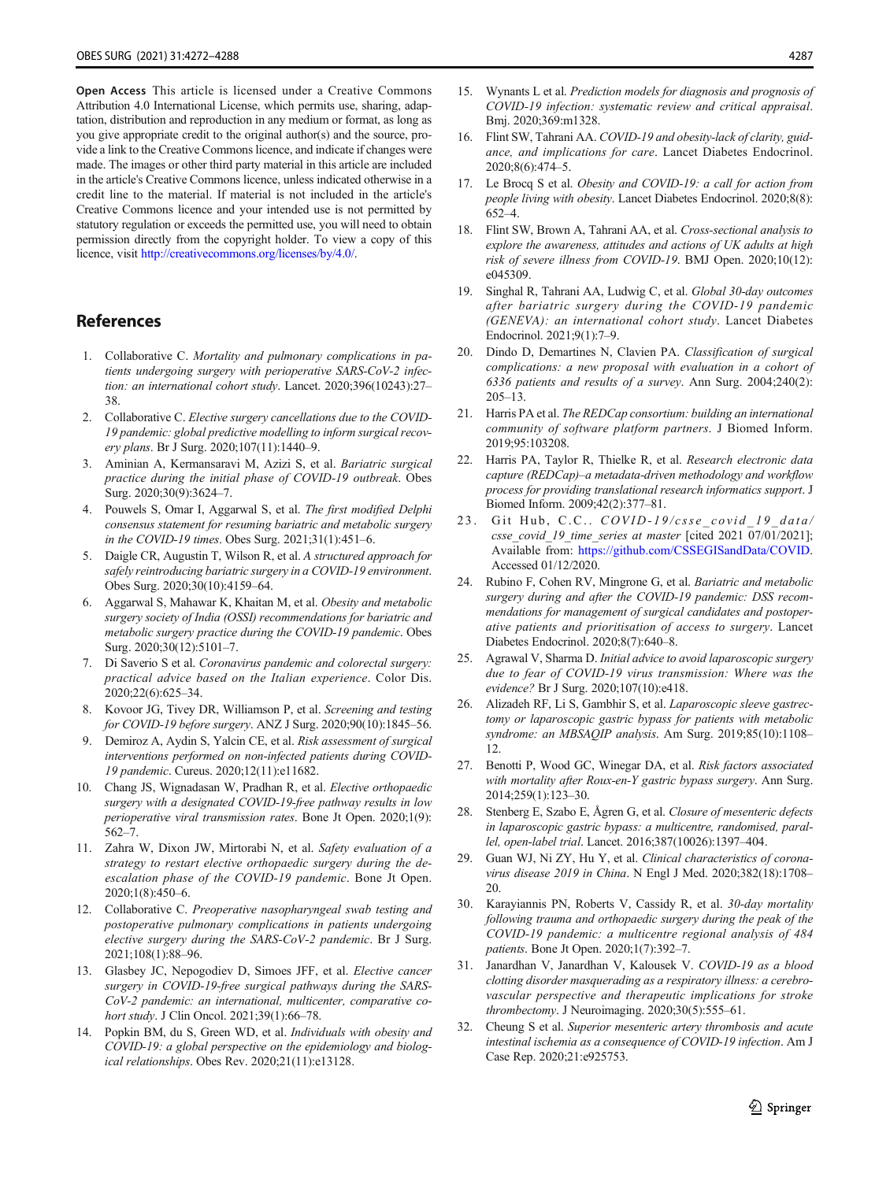**Open Access** This article is licensed under a Creative Commons Attribution 4.0 International License, which permits use, sharing, adaptation, distribution and reproduction in any medium or format, as long as you give appropriate credit to the original author(s) and the source, provide a link to the Creative Commons licence, and indicate if changes were made. The images or other third party material in this article are included in the article's Creative Commons licence, unless indicated otherwise in a credit line to the material. If material is not included in the article's Creative Commons licence and your intended use is not permitted by statutory regulation or exceeds the permitted use, you will need to obtain permission directly from the copyright holder. To view a copy of this licence, visit http://creativecommons.org/licenses/by/4.0/.

## References

1. Collaborative C. *Mortality and pulmonary complications in patients undergoing surgery with perioperative SARS-CoV-2 infection: an international cohort study*. Lancet. 2020;396(10243):27–38.
2. Collaborative C. *Elective surgery cancellations due to the COVID-19 pandemic: global predictive modelling to inform surgical recovery plans*. Br J Surg. 2020;107(11):1440–9.
3. Aminian A, Kermansaravi M, Azizi S, et al. *Bariatric surgical practice during the initial phase of COVID-19 outbreak*. Obes Surg. 2020;30(9):3624–7.
4. Pouwels S, Omar I, Aggarwal S, et al. *The first modified Delphi consensus statement for resuming bariatric and metabolic surgery in the COVID-19 times*. Obes Surg. 2021;31(1):451–6.
5. Daigle CR, Augustin T, Wilson R, et al. *A structured approach for safely reintroducing bariatric surgery in a COVID-19 environment*. Obes Surg. 2020;30(10):4159–64.
6. Aggarwal S, Mahawar K, Khaitan M, et al. *Obesity and metabolic surgery society of India (OSSI) recommendations for bariatric and metabolic surgery practice during the COVID-19 pandemic*. Obes Surg. 2020;30(12):5101–7.
7. Di Saverio S et al. *Coronavirus pandemic and colorectal surgery: practical advice based on the Italian experience*. Color Dis. 2020;22(6):625–34.
8. Kovoor JG, Tivey DR, Williamson P, et al. *Screening and testing for COVID-19 before surgery*. ANZ J Surg. 2020;90(10):1845–56.
9. Demiroz A, Aydin S, Yalcin CE, et al. *Risk assessment of surgical interventions performed on non-infected patients during COVID-19 pandemic*. Cureus. 2020;12(11):e11682.
10. Chang JS, Wignadasan W, Pradhan R, et al. *Elective orthopaedic surgery with a designated COVID-19-free pathway results in low perioperative viral transmission rates*. Bone Jt Open. 2020;1(9):562–7.
11. Zahra W, Dixon JW, Mirtorabi N, et al. *Safety evaluation of a strategy to restart elective orthopaedic surgery during the de-escalation phase of the COVID-19 pandemic*. Bone Jt Open. 2020;1(8):450–6.
12. Collaborative C. *Preoperative nasopharyngeal swab testing and postoperative pulmonary complications in patients undergoing elective surgery during the SARS-CoV-2 pandemic*. Br J Surg. 2021;108(1):88–96.
13. Glasbey JC, Nepogodiev D, Simoes JFF, et al. *Elective cancer surgery in COVID-19-free surgical pathways during the SARS-CoV-2 pandemic: an international, multicenter, comparative cohort study*. J Clin Oncol. 2021;39(1):66–78.
14. Popkin BM, du S, Green WD, et al. *Individuals with obesity and COVID-19: a global perspective on the epidemiology and biological relationships*. Obes Rev. 2020;21(11):e13128.
15. Wynants L et al. *Prediction models for diagnosis and prognosis of COVID-19 infection: systematic review and critical appraisal*. Bmj. 2020;369:m1328.
16. Flint SW, Tahrani AA. *COVID-19 and obesity-lack of clarity, guidance, and implications for care*. Lancet Diabetes Endocrinol. 2020;8(6):474–5.
17. Le Brocq S et al. *Obesity and COVID-19: a call for action from people living with obesity*. Lancet Diabetes Endocrinol. 2020;8(8):652–4.
18. Flint SW, Brown A, Tahrani AA, et al. *Cross-sectional analysis to explore the awareness, attitudes and actions of UK adults at high risk of severe illness from COVID-19*. BMJ Open. 2020;10(12):e045309.
19. Singhal R, Tahrani AA, Ludwig C, et al. *Global 30-day outcomes after bariatric surgery during the COVID-19 pandemic (GENEVA): an international cohort study*. Lancet Diabetes Endocrinol. 2021;9(1):7–9.
20. Dindo D, Demartines N, Clavien PA. *Classification of surgical complications: a new proposal with evaluation in a cohort of 6336 patients and results of a survey*. Ann Surg. 2004;240(2):205–13.
21. Harris PA et al. *The REDCap consortium: building an international community of software platform partners*. J Biomed Inform. 2019;95:103208.
22. Harris PA, Taylor R, Thielke R, et al. *Research electronic data capture (REDCap)–a metadata-driven methodology and workflow process for providing translational research informatics support*. J Biomed Inform. 2009;42(2):377–81.
23. Git Hub, C.C.. *COVID-19/csse_covid_19_data/csse_covid_19_time_series at master* [cited 2021 07/01/2021]; Available from: https://github.com/CSSEGISandData/COVID. Accessed 01/12/2020.
24. Rubino F, Cohen RV, Mingrone G, et al. *Bariatric and metabolic surgery during and after the COVID-19 pandemic: DSS recommendations for management of surgical candidates and postoperative patients and prioritisation of access to surgery*. Lancet Diabetes Endocrinol. 2020;8(7):640–8.
25. Agrawal V, Sharma D. *Initial advice to avoid laparoscopic surgery due to fear of COVID-19 virus transmission: Where was the evidence?* Br J Surg. 2020;107(10):e418.
26. Alizadeh RF, Li S, Gambhir S, et al. *Laparoscopic sleeve gastrectomy or laparoscopic gastric bypass for patients with metabolic syndrome: an MBSAQIP analysis*. Am Surg. 2019;85(10):1108–12.
27. Benotti P, Wood GC, Winegar DA, et al. *Risk factors associated with mortality after Roux-en-Y gastric bypass surgery*. Ann Surg. 2014;259(1):123–30.
28. Stenberg E, Szabo E, Ågren G, et al. *Closure of mesenteric defects in laparoscopic gastric bypass: a multicentre, randomised, parallel, open-label trial*. Lancet. 2016;387(10026):1397–404.
29. Guan WJ, Ni ZY, Hu Y, et al. *Clinical characteristics of coronavirus disease 2019 in China*. N Engl J Med. 2020;382(18):1708–20.
30. Karayiannis PN, Roberts V, Cassidy R, et al. *30-day mortality following trauma and orthopaedic surgery during the peak of the COVID-19 pandemic: a multicentre regional analysis of 484 patients*. Bone Jt Open. 2020;1(7):392–7.
31. Janardhan V, Janardhan V, Kalousek V. *COVID-19 as a blood clotting disorder masquerading as a respiratory illness: a cerebrovascular perspective and therapeutic implications for stroke thrombectomy*. J Neuroimaging. 2020;30(5):555–61.
32. Cheung S et al. *Superior mesenteric artery thrombosis and acute intestinal ischemia as a consequence of COVID-19 infection*. Am J Case Rep. 2020;21:e925753.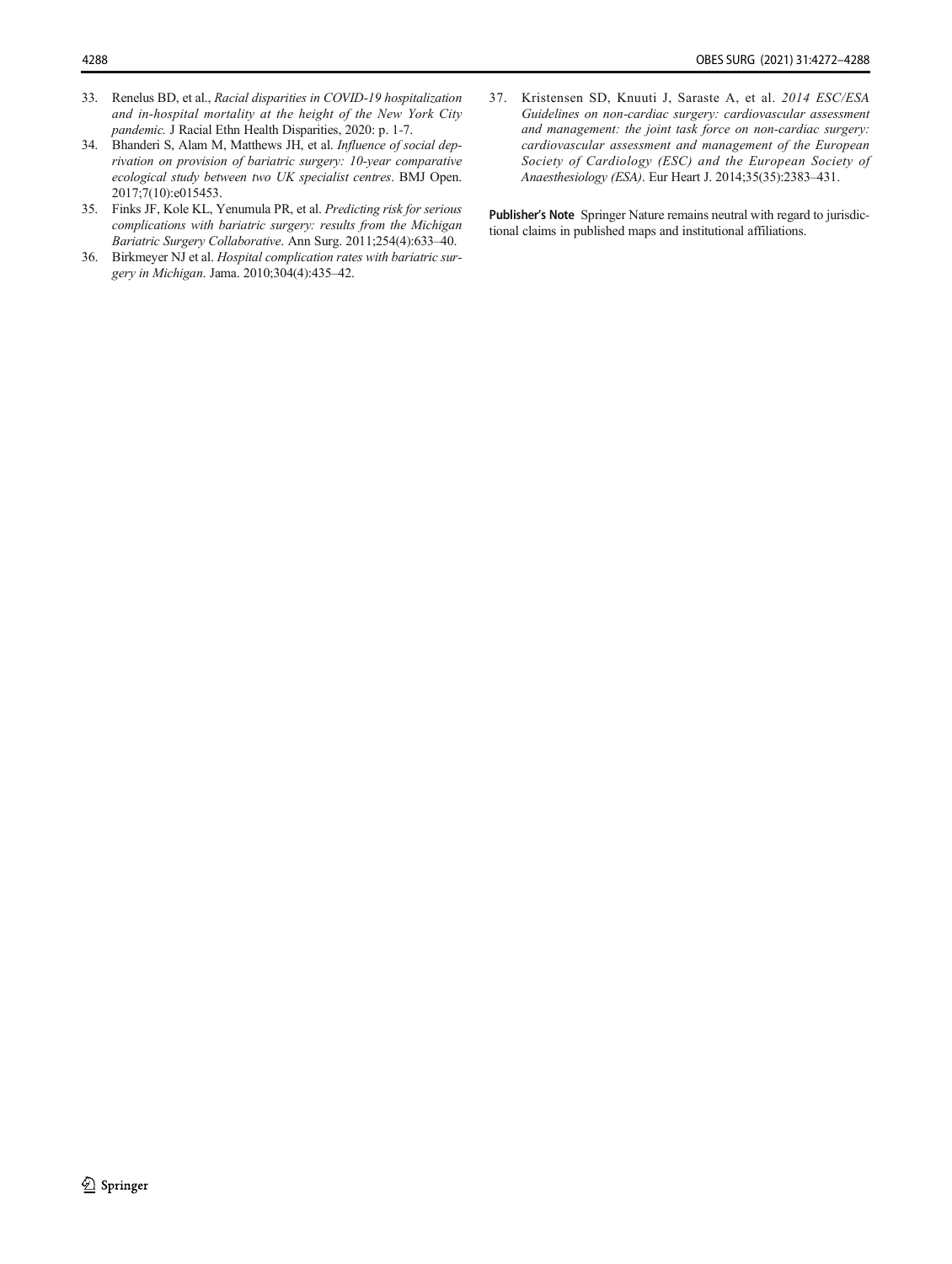33. Renelus BD, et al., *Racial disparities in COVID-19 hospitalization and in-hospital mortality at the height of the New York City pandemic.* J Racial Ethn Health Disparities, 2020: p. 1-7.
34. Bhanderi S, Alam M, Matthews JH, et al. *Influence of social deprivation on provision of bariatric surgery: 10-year comparative ecological study between two UK specialist centres*. BMJ Open. 2017;7(10):e015453.
35. Finks JF, Kole KL, Yenumula PR, et al. *Predicting risk for serious complications with bariatric surgery: results from the Michigan Bariatric Surgery Collaborative*. Ann Surg. 2011;254(4):633–40.
36. Birkmeyer NJ et al. *Hospital complication rates with bariatric surgery in Michigan*. Jama. 2010;304(4):435–42.
37. Kristensen SD, Knuuti J, Saraste A, et al. *2014 ESC/ESA Guidelines on non-cardiac surgery: cardiovascular assessment and management: the joint task force on non-cardiac surgery: cardiovascular assessment and management of the European Society of Cardiology (ESC) and the European Society of Anaesthesiology (ESA)*. Eur Heart J. 2014;35(35):2383–431.

**Publisher's Note** Springer Nature remains neutral with regard to jurisdictional claims in published maps and institutional affiliations.